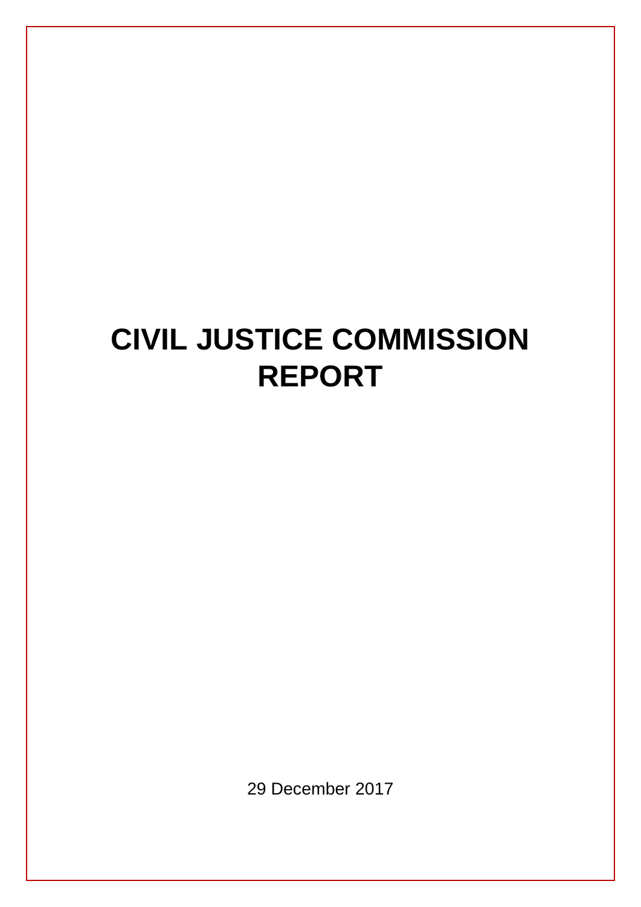# CIVIL JUSTICE COMMISSION REPORT

29 December 2017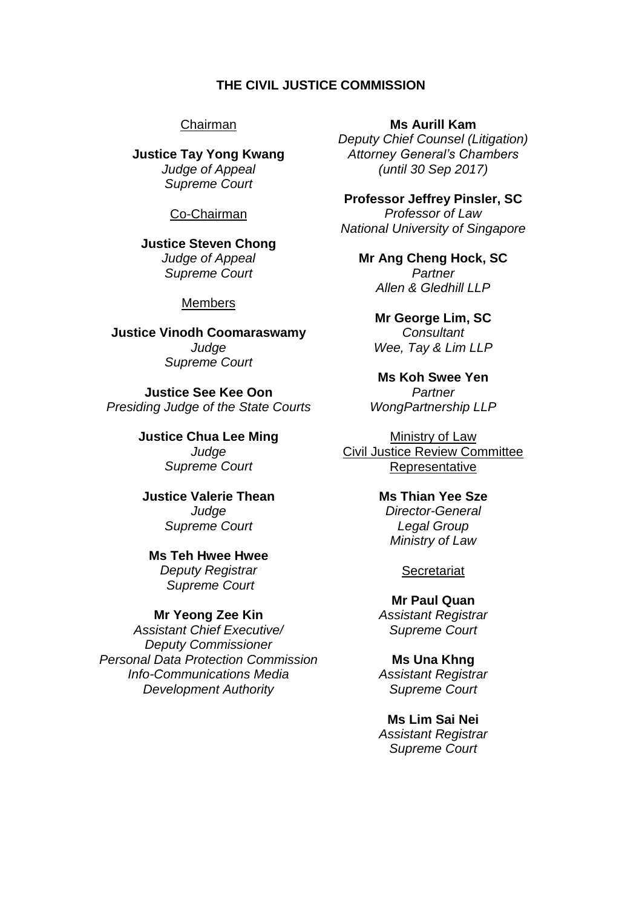## THE CIVIL JUSTICE COMMISSION

Chairman

**Justice Tay Yong Kwang**
*Judge of Appeal*
*Supreme Court*

Co-Chairman

**Justice Steven Chong**
*Judge of Appeal*
*Supreme Court*

Members

**Justice Vinodh Coomaraswamy**
*Judge*
*Supreme Court*

**Justice See Kee Oon**
*Presiding Judge of the State Courts*

**Justice Chua Lee Ming**
*Judge*
*Supreme Court*

**Justice Valerie Thean**
*Judge*
*Supreme Court*

**Ms Teh Hwee Hwee**
*Deputy Registrar*
*Supreme Court*

**Mr Yeong Zee Kin**
*Assistant Chief Executive/*
*Deputy Commissioner*
*Personal Data Protection Commission*
*Info-Communications Media*
*Development Authority*

**Ms Aurill Kam**
*Deputy Chief Counsel (Litigation)*
*Attorney General's Chambers*
*(until 30 Sep 2017)*

**Professor Jeffrey Pinsler, SC**
*Professor of Law*
*National University of Singapore*

**Mr Ang Cheng Hock, SC**
*Partner*
*Allen & Gledhill LLP*

**Mr George Lim, SC**
*Consultant*
*Wee, Tay & Lim LLP*

**Ms Koh Swee Yen**
*Partner*
*WongPartnership LLP*

Ministry of Law
Civil Justice Review Committee
Representative

**Ms Thian Yee Sze**
*Director-General*
*Legal Group*
*Ministry of Law*

Secretariat

**Mr Paul Quan**
*Assistant Registrar*
*Supreme Court*

**Ms Una Khng**
*Assistant Registrar*
*Supreme Court*

**Ms Lim Sai Nei**
*Assistant Registrar*
*Supreme Court*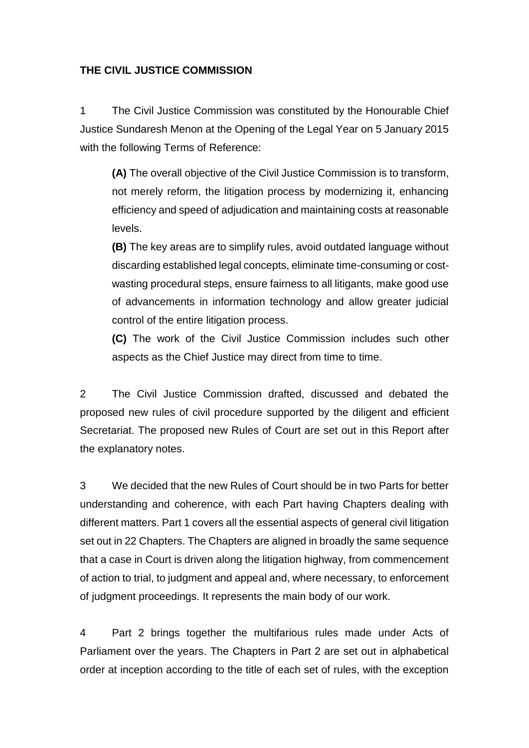**THE CIVIL JUSTICE COMMISSION**

1 The Civil Justice Commission was constituted by the Honourable Chief Justice Sundaresh Menon at the Opening of the Legal Year on 5 January 2015 with the following Terms of Reference:

> **(A)** The overall objective of the Civil Justice Commission is to transform, not merely reform, the litigation process by modernizing it, enhancing efficiency and speed of adjudication and maintaining costs at reasonable levels.
>
> **(B)** The key areas are to simplify rules, avoid outdated language without discarding established legal concepts, eliminate time-consuming or cost-wasting procedural steps, ensure fairness to all litigants, make good use of advancements in information technology and allow greater judicial control of the entire litigation process.
>
> **(C)** The work of the Civil Justice Commission includes such other aspects as the Chief Justice may direct from time to time.

2 The Civil Justice Commission drafted, discussed and debated the proposed new rules of civil procedure supported by the diligent and efficient Secretariat. The proposed new Rules of Court are set out in this Report after the explanatory notes.

3 We decided that the new Rules of Court should be in two Parts for better understanding and coherence, with each Part having Chapters dealing with different matters. Part 1 covers all the essential aspects of general civil litigation set out in 22 Chapters. The Chapters are aligned in broadly the same sequence that a case in Court is driven along the litigation highway, from commencement of action to trial, to judgment and appeal and, where necessary, to enforcement of judgment proceedings. It represents the main body of our work.

4 Part 2 brings together the multifarious rules made under Acts of Parliament over the years. The Chapters in Part 2 are set out in alphabetical order at inception according to the title of each set of rules, with the exception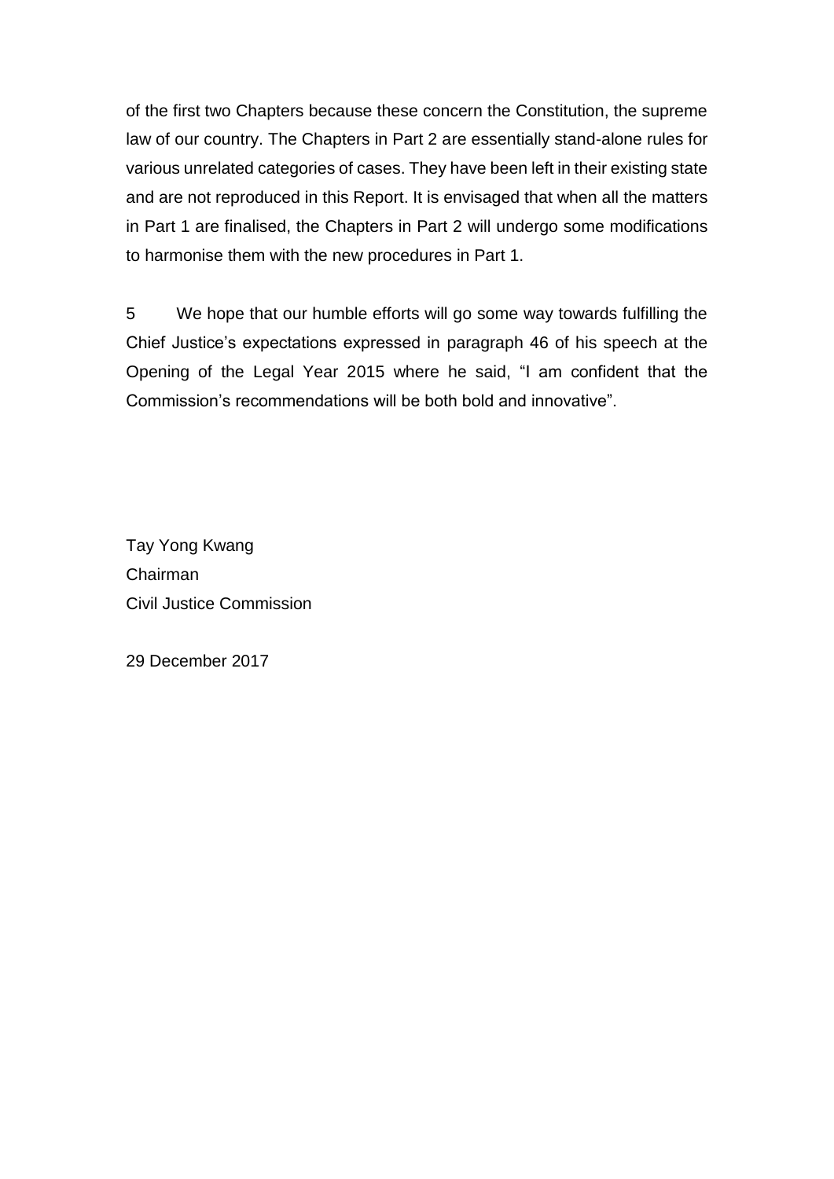of the first two Chapters because these concern the Constitution, the supreme law of our country. The Chapters in Part 2 are essentially stand-alone rules for various unrelated categories of cases. They have been left in their existing state and are not reproduced in this Report. It is envisaged that when all the matters in Part 1 are finalised, the Chapters in Part 2 will undergo some modifications to harmonise them with the new procedures in Part 1.

5 We hope that our humble efforts will go some way towards fulfilling the Chief Justice's expectations expressed in paragraph 46 of his speech at the Opening of the Legal Year 2015 where he said, "I am confident that the Commission's recommendations will be both bold and innovative".

Tay Yong Kwang  
Chairman  
Civil Justice Commission

29 December 2017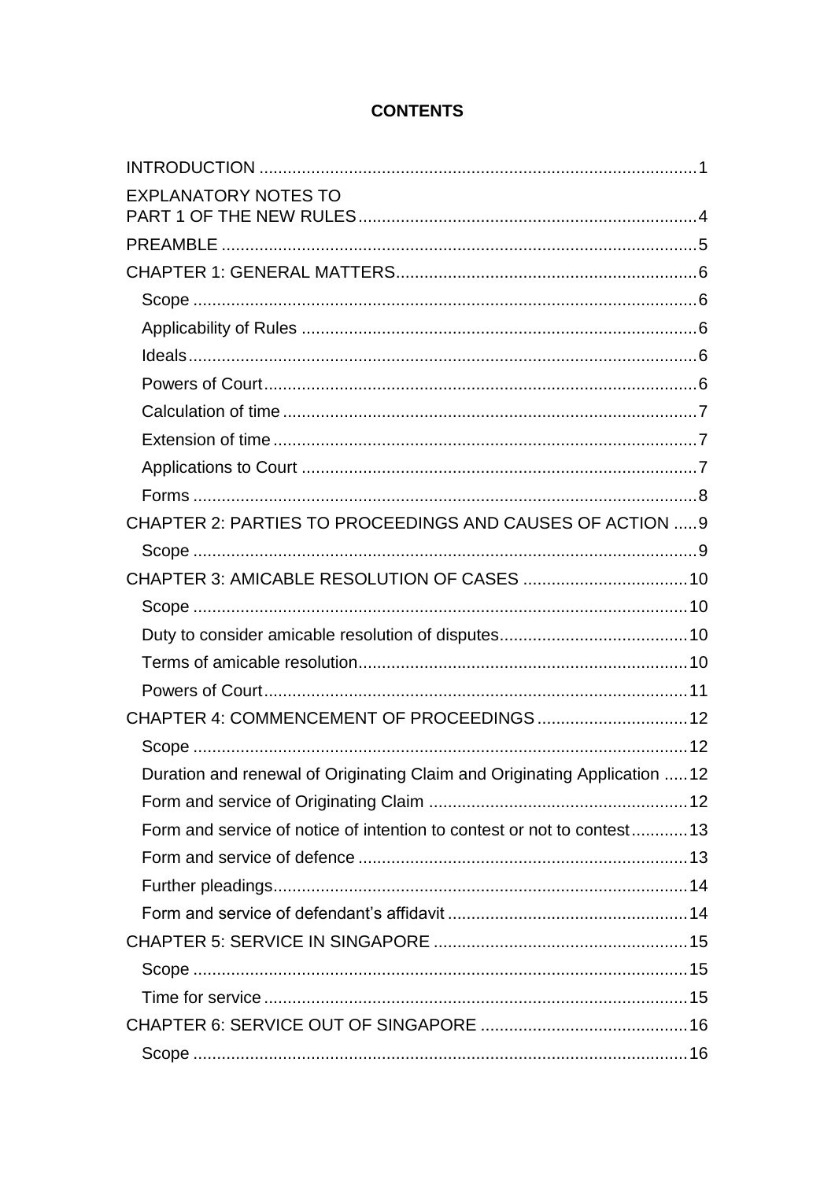# CONTENTS

| | |
|---|---|
| INTRODUCTION | 1 |
| EXPLANATORY NOTES TO PART 1 OF THE NEW RULES | 4 |
| PREAMBLE | 5 |
| CHAPTER 1: GENERAL MATTERS | 6 |
| Scope | 6 |
| Applicability of Rules | 6 |
| Ideals | 6 |
| Powers of Court | 6 |
| Calculation of time | 7 |
| Extension of time | 7 |
| Applications to Court | 7 |
| Forms | 8 |
| CHAPTER 2: PARTIES TO PROCEEDINGS AND CAUSES OF ACTION | 9 |
| Scope | 9 |
| CHAPTER 3: AMICABLE RESOLUTION OF CASES | 10 |
| Scope | 10 |
| Duty to consider amicable resolution of disputes | 10 |
| Terms of amicable resolution | 10 |
| Powers of Court | 11 |
| CHAPTER 4: COMMENCEMENT OF PROCEEDINGS | 12 |
| Scope | 12 |
| Duration and renewal of Originating Claim and Originating Application | 12 |
| Form and service of Originating Claim | 12 |
| Form and service of notice of intention to contest or not to contest | 13 |
| Form and service of defence | 13 |
| Further pleadings | 14 |
| Form and service of defendant's affidavit | 14 |
| CHAPTER 5: SERVICE IN SINGAPORE | 15 |
| Scope | 15 |
| Time for service | 15 |
| CHAPTER 6: SERVICE OUT OF SINGAPORE | 16 |
| Scope | 16 |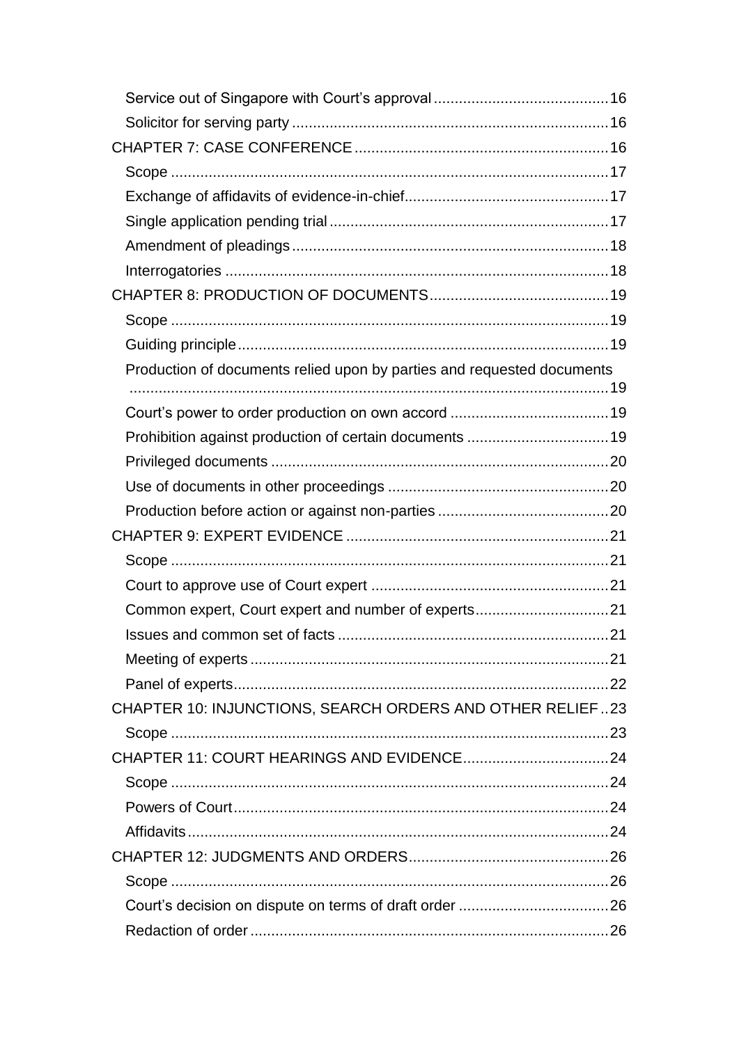Service out of Singapore with Court's approval .......................................... 16

Solicitor for serving party .......................................................................... 16

CHAPTER 7: CASE CONFERENCE ............................................................ 16

Scope ........................................................................................................ 17

Exchange of affidavits of evidence-in-chief ................................................ 17

Single application pending trial .................................................................. 17

Amendment of pleadings ........................................................................... 18

Interrogatories ........................................................................................... 18

CHAPTER 8: PRODUCTION OF DOCUMENTS ........................................... 19

Scope ........................................................................................................ 19

Guiding principle ........................................................................................ 19

Production of documents relied upon by parties and requested documents .................................................................................................................. 19

Court's power to order production on own accord ...................................... 19

Prohibition against production of certain documents .................................. 19

Privileged documents ................................................................................. 20

Use of documents in other proceedings ..................................................... 20

Production before action or against non-parties ......................................... 20

CHAPTER 9: EXPERT EVIDENCE ............................................................... 21

Scope ........................................................................................................ 21

Court to approve use of Court expert ......................................................... 21

Common expert, Court expert and number of experts ................................ 21

Issues and common set of facts ................................................................ 21

Meeting of experts ..................................................................................... 21

Panel of experts ......................................................................................... 22

CHAPTER 10: INJUNCTIONS, SEARCH ORDERS AND OTHER RELIEF .. 23

Scope ........................................................................................................ 23

CHAPTER 11: COURT HEARINGS AND EVIDENCE ................................... 24

Scope ........................................................................................................ 24

Powers of Court ......................................................................................... 24

Affidavits .................................................................................................... 24

CHAPTER 12: JUDGMENTS AND ORDERS ................................................ 26

Scope ........................................................................................................ 26

Court's decision on dispute on terms of draft order .................................... 26

Redaction of order ...................................................................................... 26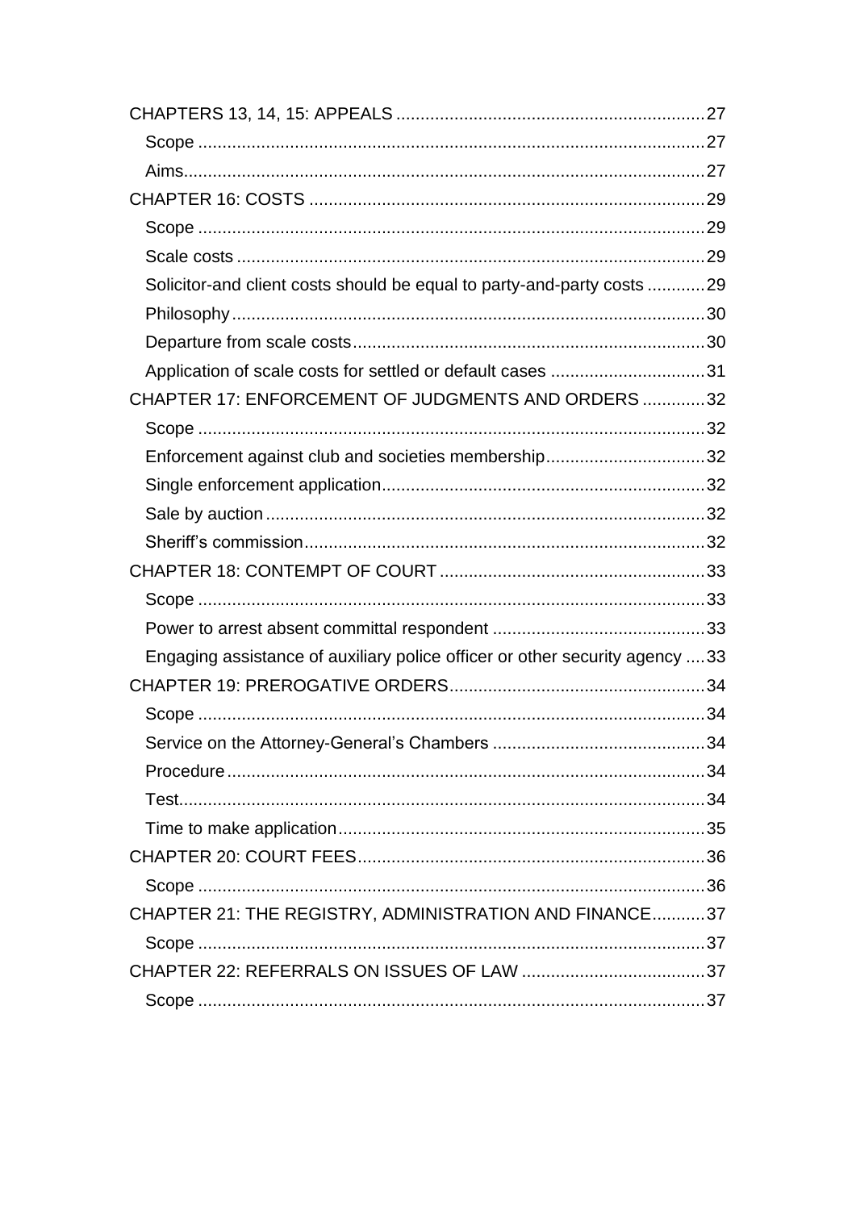CHAPTERS 13, 14, 15: APPEALS .......................................................................27

Scope .......................................................................................................27

Aims..........................................................................................................27

CHAPTER 16: COSTS ..................................................................................29

Scope .......................................................................................................29

Scale costs ...............................................................................................29

Solicitor-and client costs should be equal to party-and-party costs ............29

Philosophy.................................................................................................30

Departure from scale costs.........................................................................30

Application of scale costs for settled or default cases ................................31

CHAPTER 17: ENFORCEMENT OF JUDGMENTS AND ORDERS .............32

Scope .......................................................................................................32

Enforcement against club and societies membership.................................32

Single enforcement application...................................................................32

Sale by auction ..........................................................................................32

Sheriff's commission..................................................................................32

CHAPTER 18: CONTEMPT OF COURT .......................................................33

Scope .......................................................................................................33

Power to arrest absent committal respondent ............................................33

Engaging assistance of auxiliary police officer or other security agency ....33

CHAPTER 19: PREROGATIVE ORDERS.....................................................34

Scope .......................................................................................................34

Service on the Attorney-General's Chambers ............................................34

Procedure..................................................................................................34

Test...........................................................................................................34

Time to make application...........................................................................35

CHAPTER 20: COURT FEES........................................................................36

Scope .......................................................................................................36

CHAPTER 21: THE REGISTRY, ADMINISTRATION AND FINANCE...........37

Scope .......................................................................................................37

CHAPTER 22: REFERRALS ON ISSUES OF LAW ......................................37

Scope .......................................................................................................37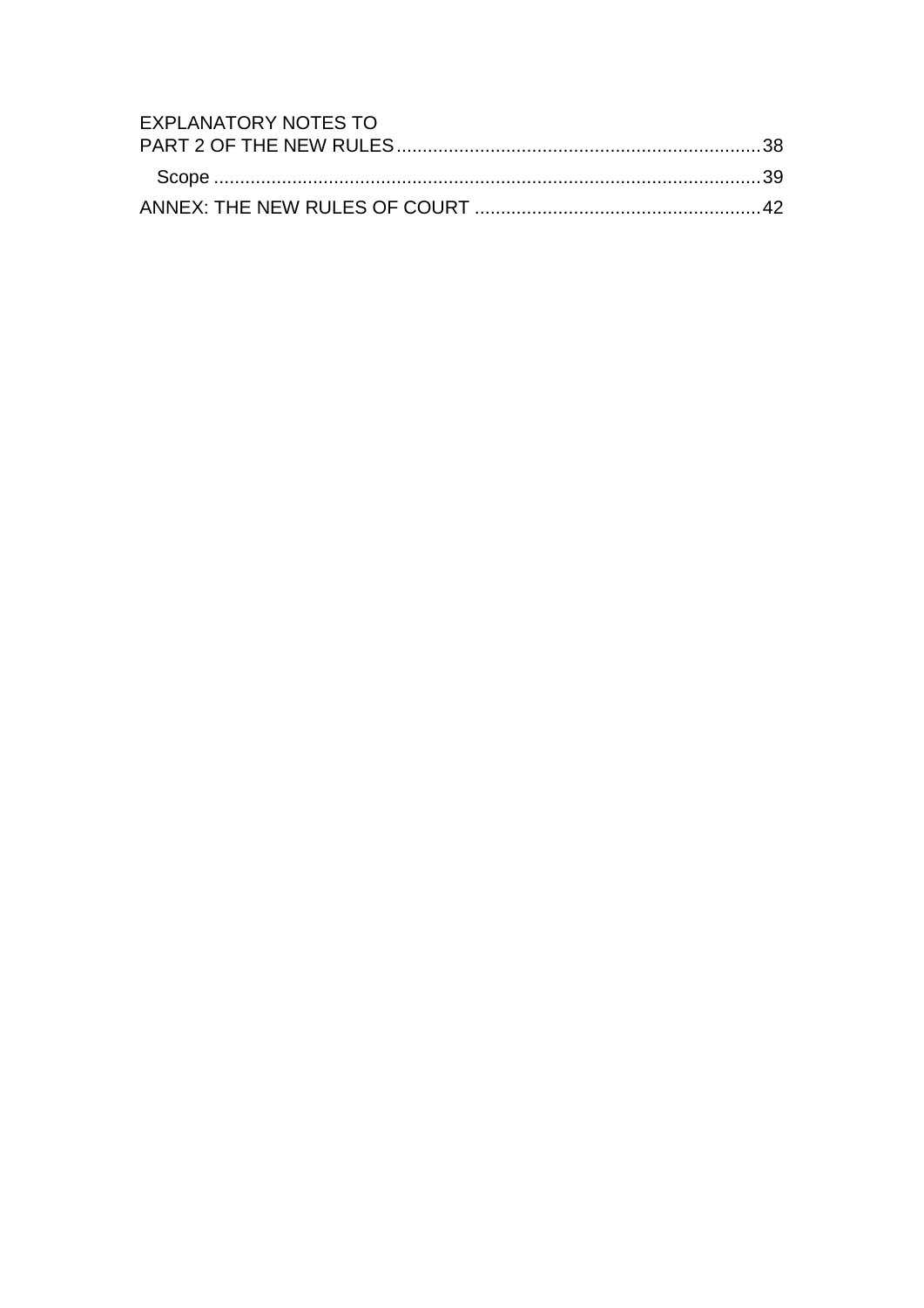EXPLANATORY NOTES TO PART 2 OF THE NEW RULES ..................................................................... 38

Scope ........................................................................................................ 39

ANNEX: THE NEW RULES OF COURT ....................................................... 42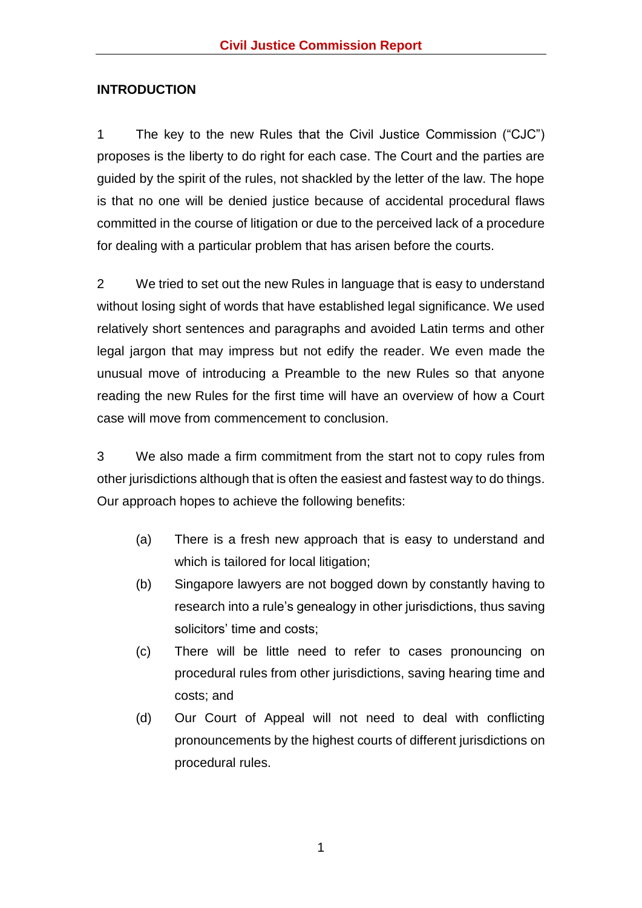## INTRODUCTION

1 The key to the new Rules that the Civil Justice Commission ("CJC") proposes is the liberty to do right for each case. The Court and the parties are guided by the spirit of the rules, not shackled by the letter of the law. The hope is that no one will be denied justice because of accidental procedural flaws committed in the course of litigation or due to the perceived lack of a procedure for dealing with a particular problem that has arisen before the courts.

2 We tried to set out the new Rules in language that is easy to understand without losing sight of words that have established legal significance. We used relatively short sentences and paragraphs and avoided Latin terms and other legal jargon that may impress but not edify the reader. We even made the unusual move of introducing a Preamble to the new Rules so that anyone reading the new Rules for the first time will have an overview of how a Court case will move from commencement to conclusion.

3 We also made a firm commitment from the start not to copy rules from other jurisdictions although that is often the easiest and fastest way to do things. Our approach hopes to achieve the following benefits:

(a) There is a fresh new approach that is easy to understand and which is tailored for local litigation;

(b) Singapore lawyers are not bogged down by constantly having to research into a rule's genealogy in other jurisdictions, thus saving solicitors' time and costs;

(c) There will be little need to refer to cases pronouncing on procedural rules from other jurisdictions, saving hearing time and costs; and

(d) Our Court of Appeal will not need to deal with conflicting pronouncements by the highest courts of different jurisdictions on procedural rules.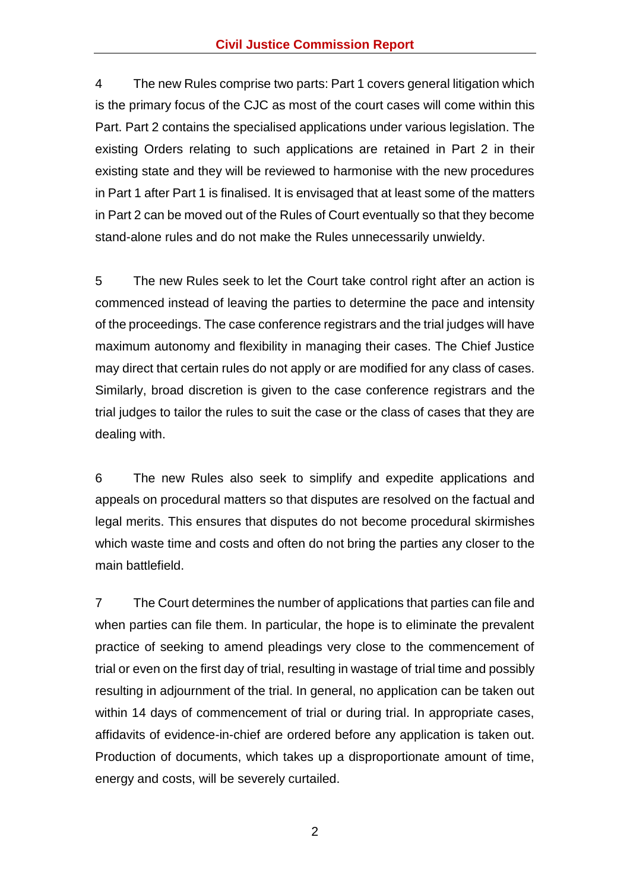4 The new Rules comprise two parts: Part 1 covers general litigation which is the primary focus of the CJC as most of the court cases will come within this Part. Part 2 contains the specialised applications under various legislation. The existing Orders relating to such applications are retained in Part 2 in their existing state and they will be reviewed to harmonise with the new procedures in Part 1 after Part 1 is finalised. It is envisaged that at least some of the matters in Part 2 can be moved out of the Rules of Court eventually so that they become stand-alone rules and do not make the Rules unnecessarily unwieldy.

5 The new Rules seek to let the Court take control right after an action is commenced instead of leaving the parties to determine the pace and intensity of the proceedings. The case conference registrars and the trial judges will have maximum autonomy and flexibility in managing their cases. The Chief Justice may direct that certain rules do not apply or are modified for any class of cases. Similarly, broad discretion is given to the case conference registrars and the trial judges to tailor the rules to suit the case or the class of cases that they are dealing with.

6 The new Rules also seek to simplify and expedite applications and appeals on procedural matters so that disputes are resolved on the factual and legal merits. This ensures that disputes do not become procedural skirmishes which waste time and costs and often do not bring the parties any closer to the main battlefield.

7 The Court determines the number of applications that parties can file and when parties can file them. In particular, the hope is to eliminate the prevalent practice of seeking to amend pleadings very close to the commencement of trial or even on the first day of trial, resulting in wastage of trial time and possibly resulting in adjournment of the trial. In general, no application can be taken out within 14 days of commencement of trial or during trial. In appropriate cases, affidavits of evidence-in-chief are ordered before any application is taken out. Production of documents, which takes up a disproportionate amount of time, energy and costs, will be severely curtailed.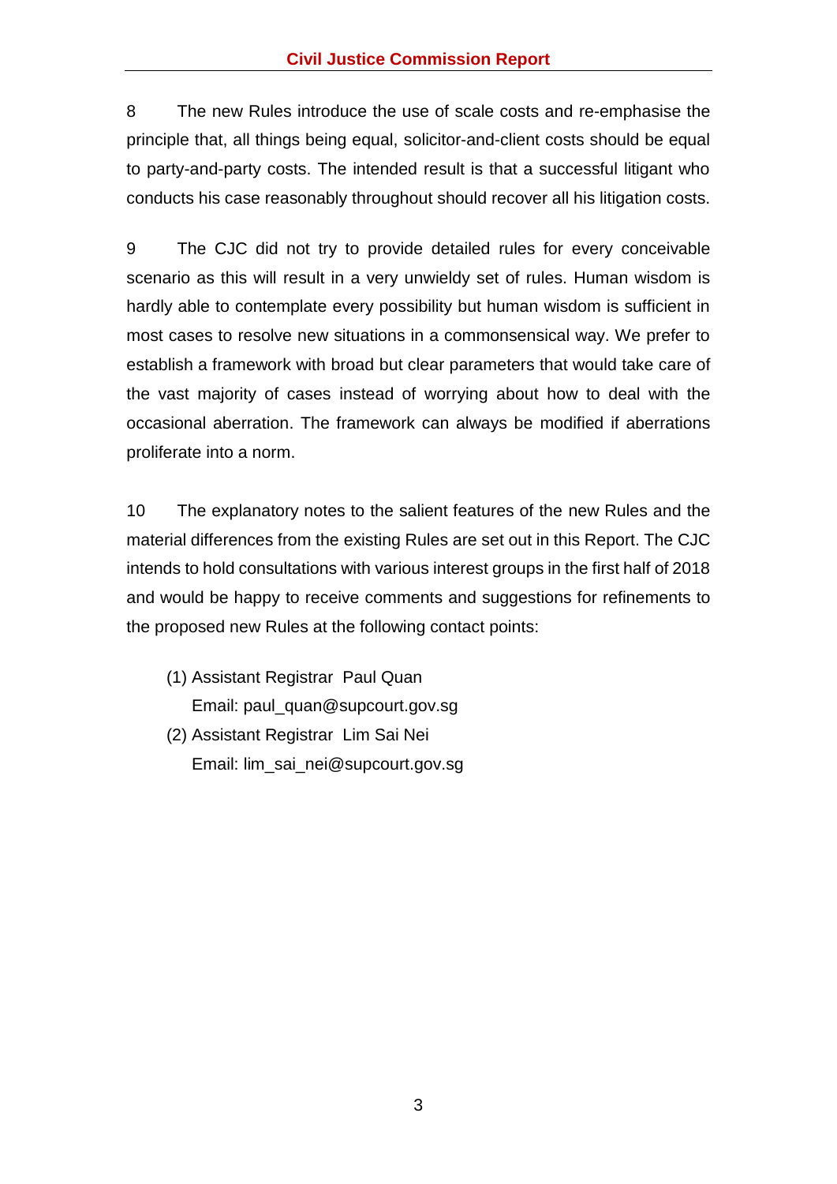8 The new Rules introduce the use of scale costs and re-emphasise the principle that, all things being equal, solicitor-and-client costs should be equal to party-and-party costs. The intended result is that a successful litigant who conducts his case reasonably throughout should recover all his litigation costs.

9 The CJC did not try to provide detailed rules for every conceivable scenario as this will result in a very unwieldy set of rules. Human wisdom is hardly able to contemplate every possibility but human wisdom is sufficient in most cases to resolve new situations in a commonsensical way. We prefer to establish a framework with broad but clear parameters that would take care of the vast majority of cases instead of worrying about how to deal with the occasional aberration. The framework can always be modified if aberrations proliferate into a norm.

10 The explanatory notes to the salient features of the new Rules and the material differences from the existing Rules are set out in this Report. The CJC intends to hold consultations with various interest groups in the first half of 2018 and would be happy to receive comments and suggestions for refinements to the proposed new Rules at the following contact points:

(1) Assistant Registrar Paul Quan
    Email: paul_quan@supcourt.gov.sg

(2) Assistant Registrar Lim Sai Nei
    Email: lim_sai_nei@supcourt.gov.sg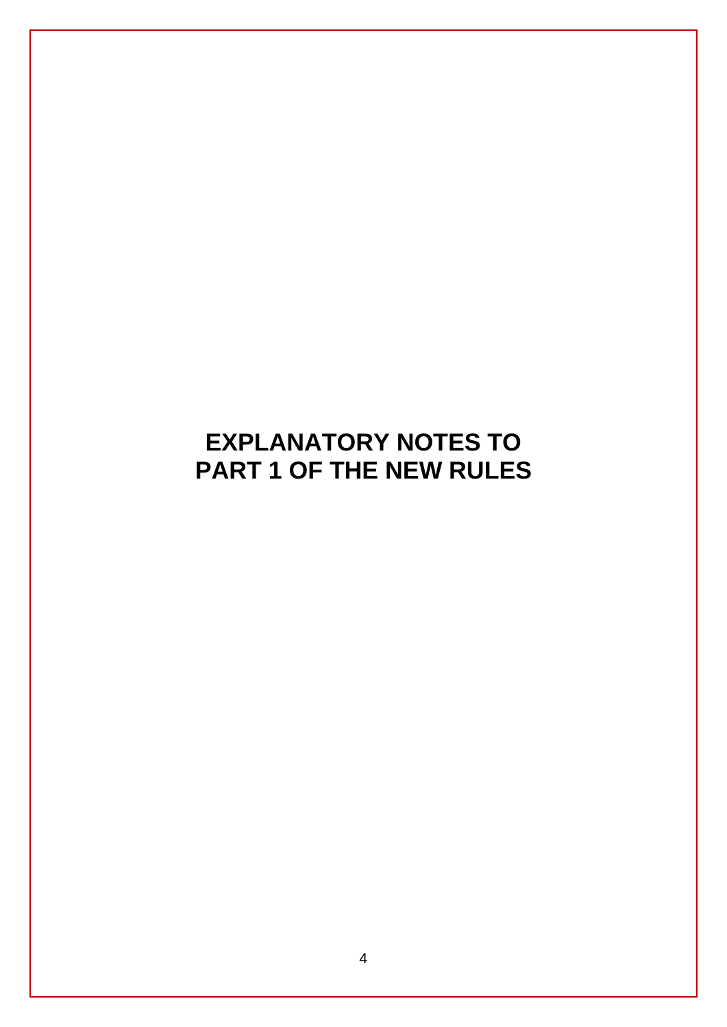# EXPLANATORY NOTES TO PART 1 OF THE NEW RULES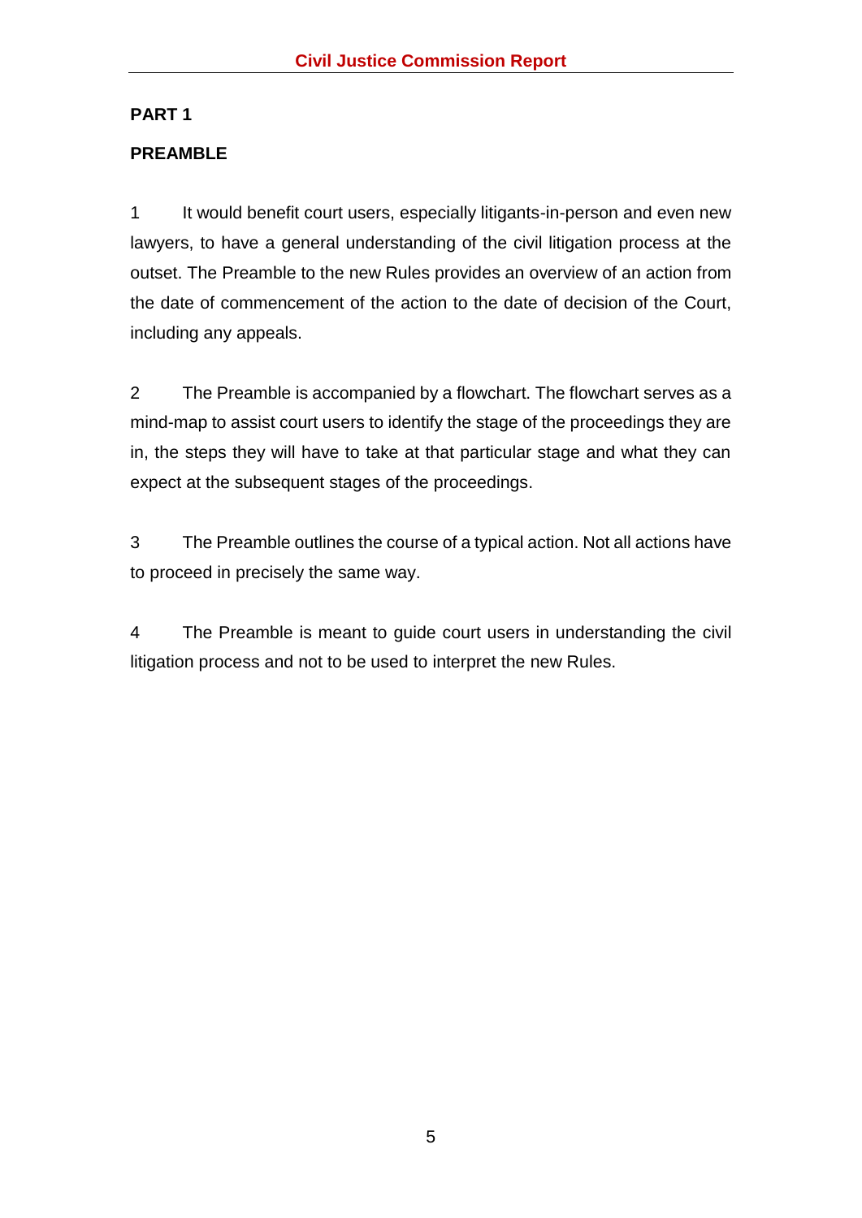## PART 1

## PREAMBLE

1 It would benefit court users, especially litigants-in-person and even new lawyers, to have a general understanding of the civil litigation process at the outset. The Preamble to the new Rules provides an overview of an action from the date of commencement of the action to the date of decision of the Court, including any appeals.

2 The Preamble is accompanied by a flowchart. The flowchart serves as a mind-map to assist court users to identify the stage of the proceedings they are in, the steps they will have to take at that particular stage and what they can expect at the subsequent stages of the proceedings.

3 The Preamble outlines the course of a typical action. Not all actions have to proceed in precisely the same way.

4 The Preamble is meant to guide court users in understanding the civil litigation process and not to be used to interpret the new Rules.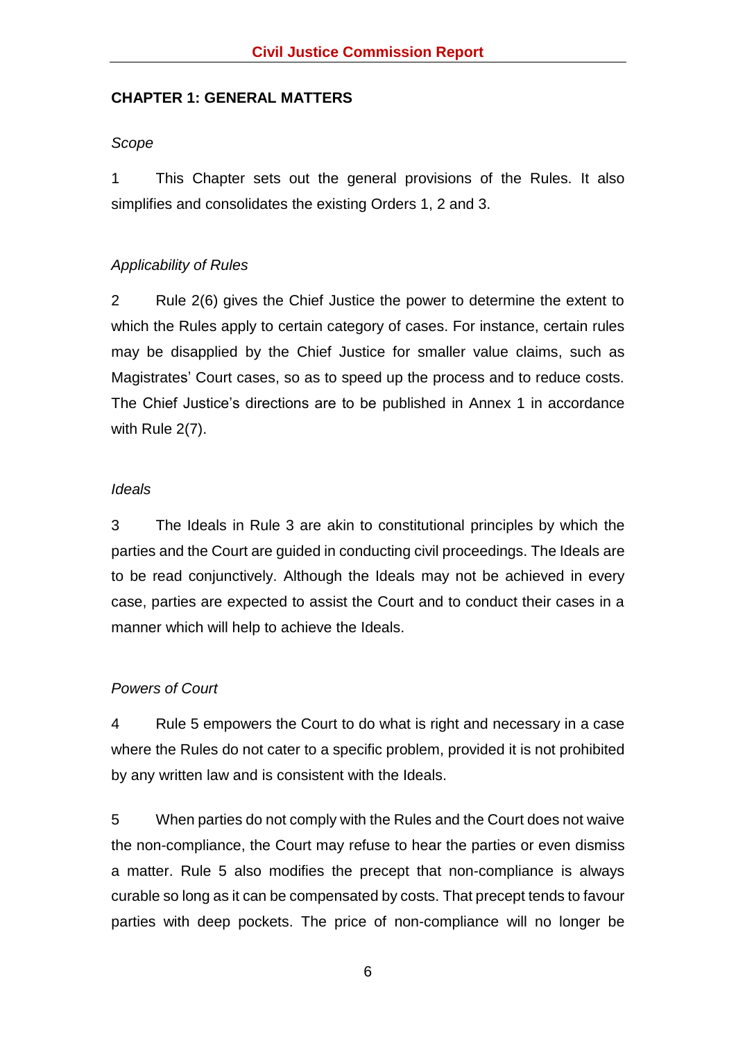## CHAPTER 1: GENERAL MATTERS

*Scope*

1 This Chapter sets out the general provisions of the Rules. It also simplifies and consolidates the existing Orders 1, 2 and 3.

*Applicability of Rules*

2 Rule 2(6) gives the Chief Justice the power to determine the extent to which the Rules apply to certain category of cases. For instance, certain rules may be disapplied by the Chief Justice for smaller value claims, such as Magistrates' Court cases, so as to speed up the process and to reduce costs. The Chief Justice's directions are to be published in Annex 1 in accordance with Rule 2(7).

*Ideals*

3 The Ideals in Rule 3 are akin to constitutional principles by which the parties and the Court are guided in conducting civil proceedings. The Ideals are to be read conjunctively. Although the Ideals may not be achieved in every case, parties are expected to assist the Court and to conduct their cases in a manner which will help to achieve the Ideals.

*Powers of Court*

4 Rule 5 empowers the Court to do what is right and necessary in a case where the Rules do not cater to a specific problem, provided it is not prohibited by any written law and is consistent with the Ideals.

5 When parties do not comply with the Rules and the Court does not waive the non-compliance, the Court may refuse to hear the parties or even dismiss a matter. Rule 5 also modifies the precept that non-compliance is always curable so long as it can be compensated by costs. That precept tends to favour parties with deep pockets. The price of non-compliance will no longer be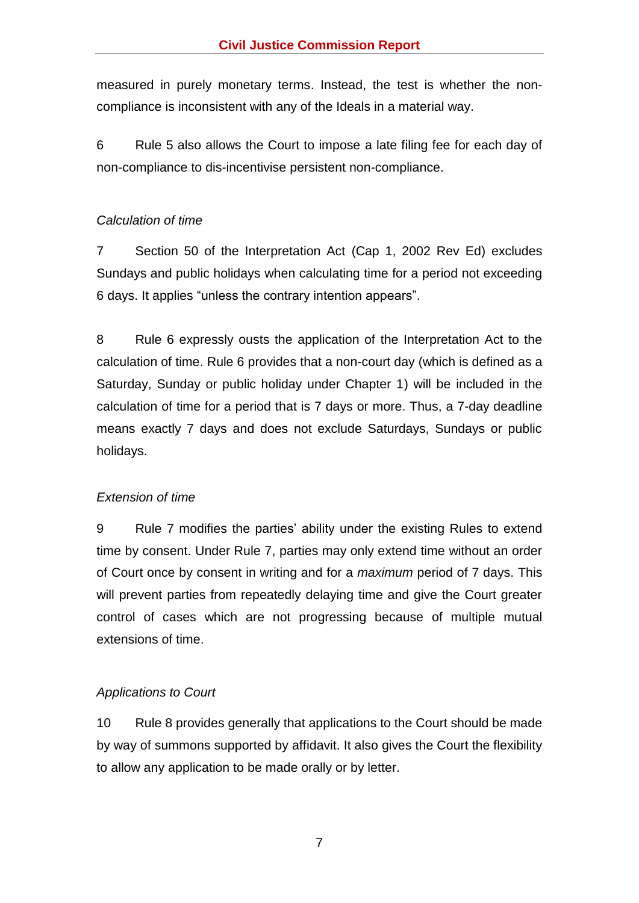measured in purely monetary terms. Instead, the test is whether the non-compliance is inconsistent with any of the Ideals in a material way.

6 Rule 5 also allows the Court to impose a late filing fee for each day of non-compliance to dis-incentivise persistent non-compliance.

*Calculation of time*

7 Section 50 of the Interpretation Act (Cap 1, 2002 Rev Ed) excludes Sundays and public holidays when calculating time for a period not exceeding 6 days. It applies "unless the contrary intention appears".

8 Rule 6 expressly ousts the application of the Interpretation Act to the calculation of time. Rule 6 provides that a non-court day (which is defined as a Saturday, Sunday or public holiday under Chapter 1) will be included in the calculation of time for a period that is 7 days or more. Thus, a 7-day deadline means exactly 7 days and does not exclude Saturdays, Sundays or public holidays.

*Extension of time*

9 Rule 7 modifies the parties' ability under the existing Rules to extend time by consent. Under Rule 7, parties may only extend time without an order of Court once by consent in writing and for a *maximum* period of 7 days. This will prevent parties from repeatedly delaying time and give the Court greater control of cases which are not progressing because of multiple mutual extensions of time.

*Applications to Court*

10 Rule 8 provides generally that applications to the Court should be made by way of summons supported by affidavit. It also gives the Court the flexibility to allow any application to be made orally or by letter.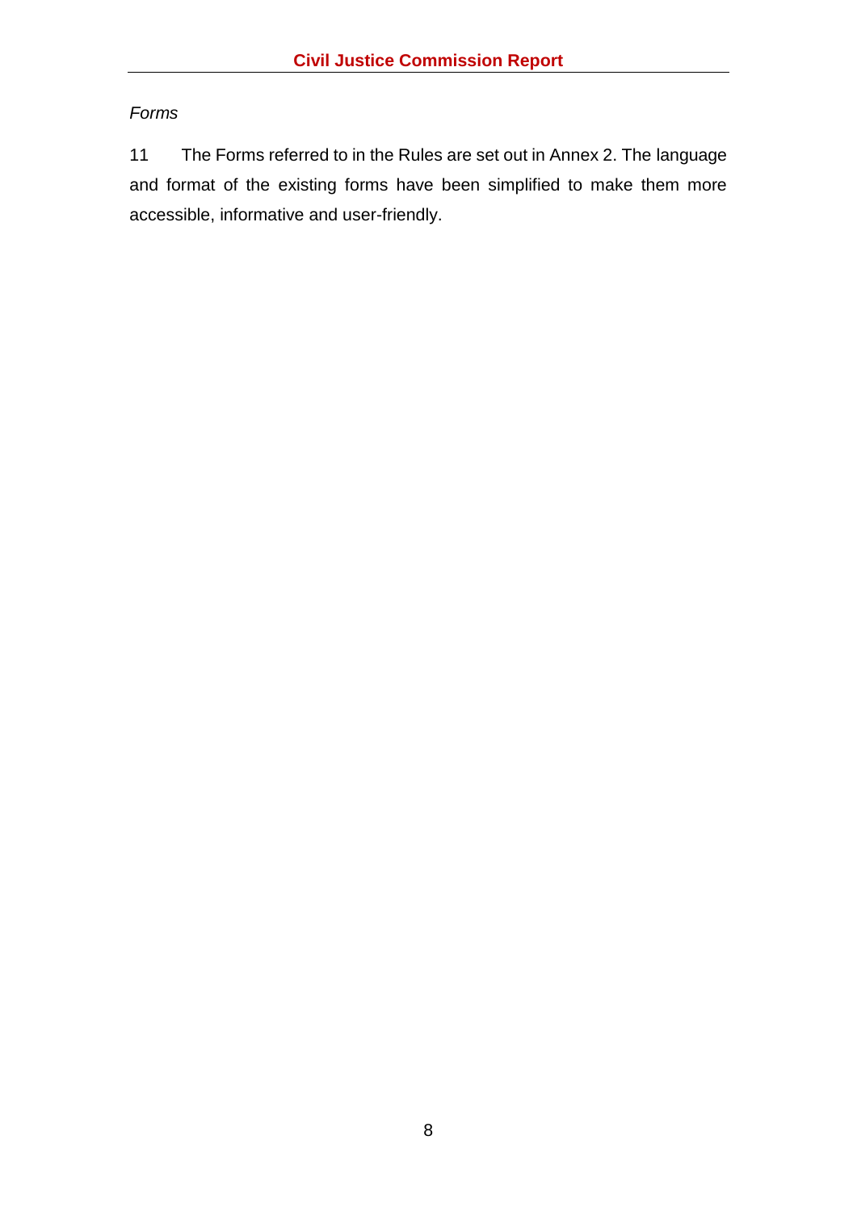*Forms*

11 The Forms referred to in the Rules are set out in Annex 2. The language and format of the existing forms have been simplified to make them more accessible, informative and user-friendly.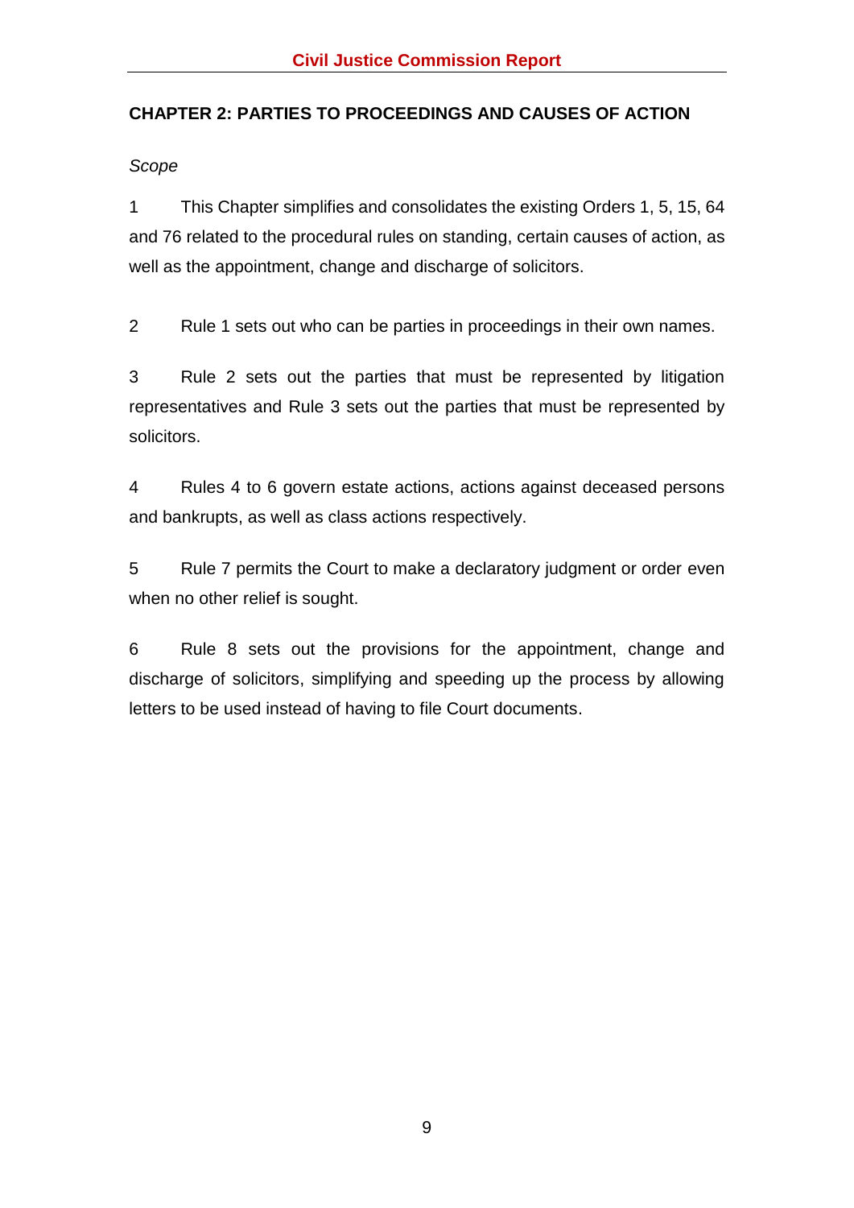## CHAPTER 2: PARTIES TO PROCEEDINGS AND CAUSES OF ACTION

*Scope*

1 This Chapter simplifies and consolidates the existing Orders 1, 5, 15, 64 and 76 related to the procedural rules on standing, certain causes of action, as well as the appointment, change and discharge of solicitors.

2 Rule 1 sets out who can be parties in proceedings in their own names.

3 Rule 2 sets out the parties that must be represented by litigation representatives and Rule 3 sets out the parties that must be represented by solicitors.

4 Rules 4 to 6 govern estate actions, actions against deceased persons and bankrupts, as well as class actions respectively.

5 Rule 7 permits the Court to make a declaratory judgment or order even when no other relief is sought.

6 Rule 8 sets out the provisions for the appointment, change and discharge of solicitors, simplifying and speeding up the process by allowing letters to be used instead of having to file Court documents.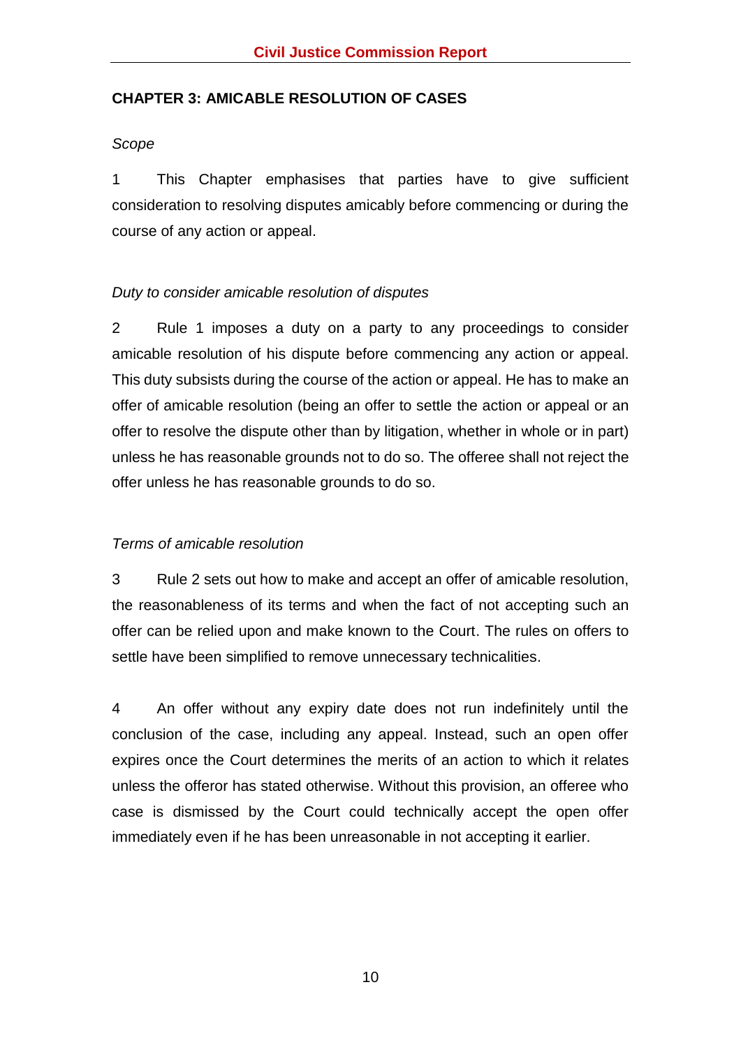## CHAPTER 3: AMICABLE RESOLUTION OF CASES

*Scope*

1 This Chapter emphasises that parties have to give sufficient consideration to resolving disputes amicably before commencing or during the course of any action or appeal.

*Duty to consider amicable resolution of disputes*

2 Rule 1 imposes a duty on a party to any proceedings to consider amicable resolution of his dispute before commencing any action or appeal. This duty subsists during the course of the action or appeal. He has to make an offer of amicable resolution (being an offer to settle the action or appeal or an offer to resolve the dispute other than by litigation, whether in whole or in part) unless he has reasonable grounds not to do so. The offeree shall not reject the offer unless he has reasonable grounds to do so.

*Terms of amicable resolution*

3 Rule 2 sets out how to make and accept an offer of amicable resolution, the reasonableness of its terms and when the fact of not accepting such an offer can be relied upon and make known to the Court. The rules on offers to settle have been simplified to remove unnecessary technicalities.

4 An offer without any expiry date does not run indefinitely until the conclusion of the case, including any appeal. Instead, such an open offer expires once the Court determines the merits of an action to which it relates unless the offeror has stated otherwise. Without this provision, an offeree who case is dismissed by the Court could technically accept the open offer immediately even if he has been unreasonable in not accepting it earlier.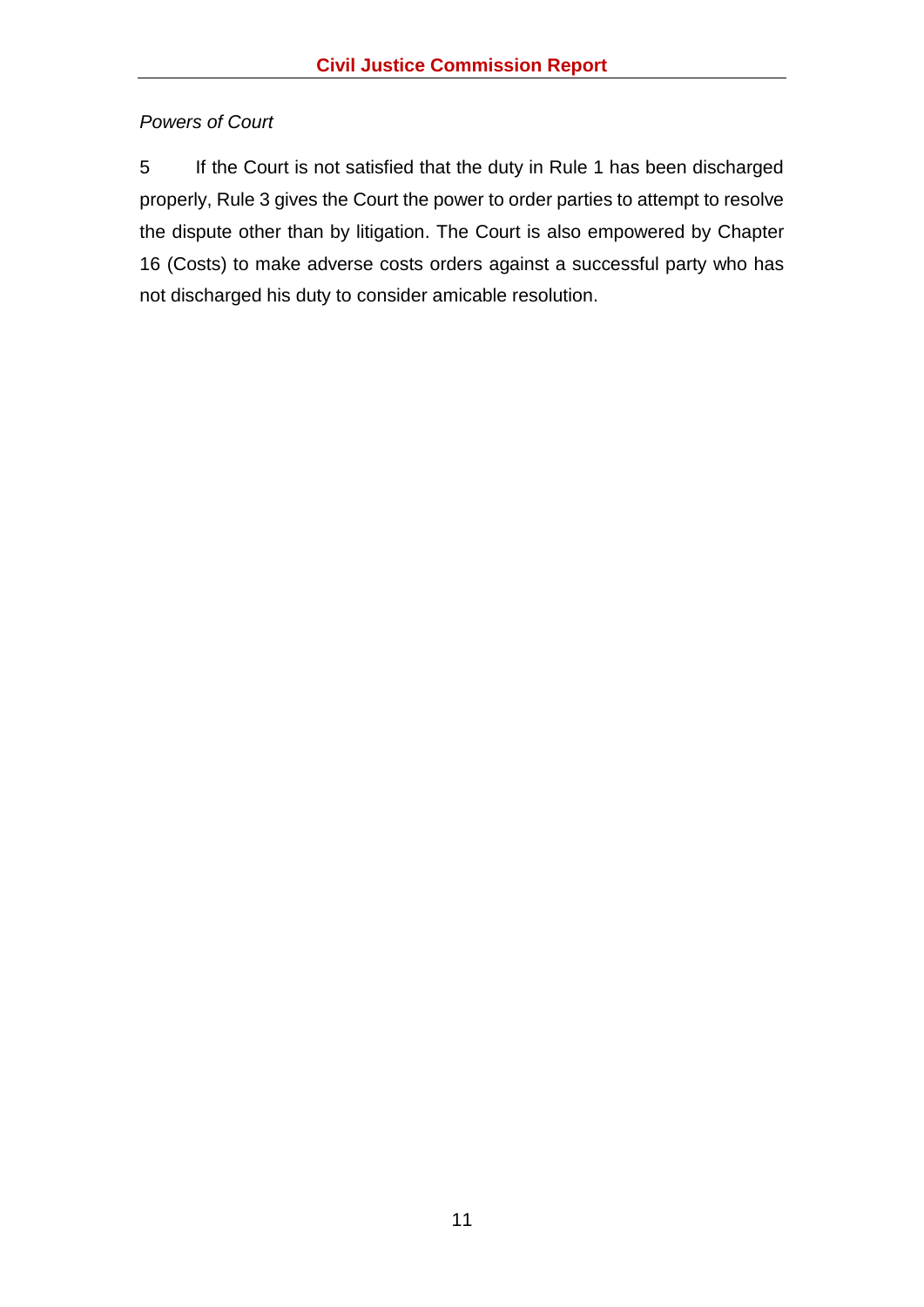*Powers of Court*

5 If the Court is not satisfied that the duty in Rule 1 has been discharged properly, Rule 3 gives the Court the power to order parties to attempt to resolve the dispute other than by litigation. The Court is also empowered by Chapter 16 (Costs) to make adverse costs orders against a successful party who has not discharged his duty to consider amicable resolution.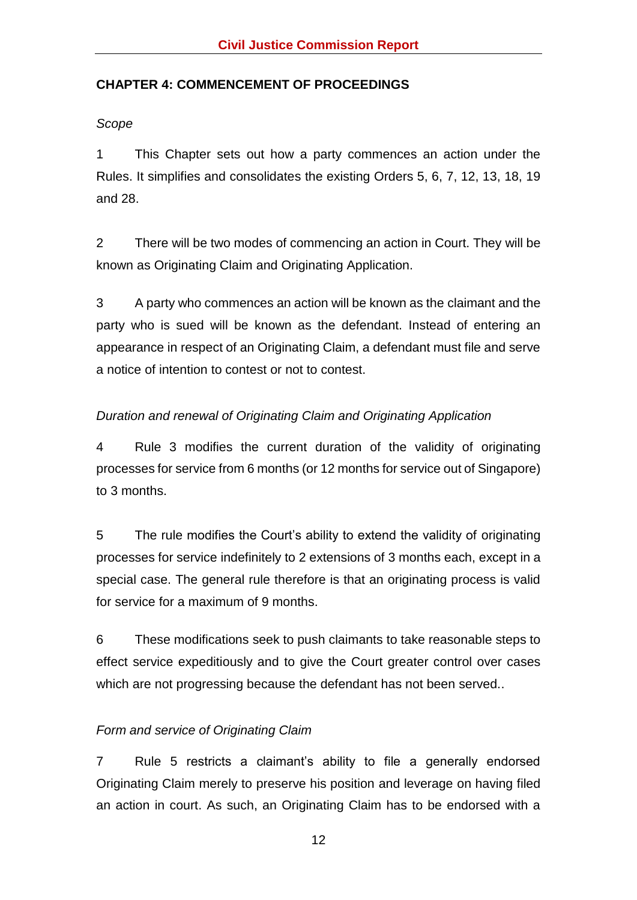## CHAPTER 4: COMMENCEMENT OF PROCEEDINGS

*Scope*

1 This Chapter sets out how a party commences an action under the Rules. It simplifies and consolidates the existing Orders 5, 6, 7, 12, 13, 18, 19 and 28.

2 There will be two modes of commencing an action in Court. They will be known as Originating Claim and Originating Application.

3 A party who commences an action will be known as the claimant and the party who is sued will be known as the defendant. Instead of entering an appearance in respect of an Originating Claim, a defendant must file and serve a notice of intention to contest or not to contest.

*Duration and renewal of Originating Claim and Originating Application*

4 Rule 3 modifies the current duration of the validity of originating processes for service from 6 months (or 12 months for service out of Singapore) to 3 months.

5 The rule modifies the Court's ability to extend the validity of originating processes for service indefinitely to 2 extensions of 3 months each, except in a special case. The general rule therefore is that an originating process is valid for service for a maximum of 9 months.

6 These modifications seek to push claimants to take reasonable steps to effect service expeditiously and to give the Court greater control over cases which are not progressing because the defendant has not been served..

*Form and service of Originating Claim*

7 Rule 5 restricts a claimant's ability to file a generally endorsed Originating Claim merely to preserve his position and leverage on having filed an action in court. As such, an Originating Claim has to be endorsed with a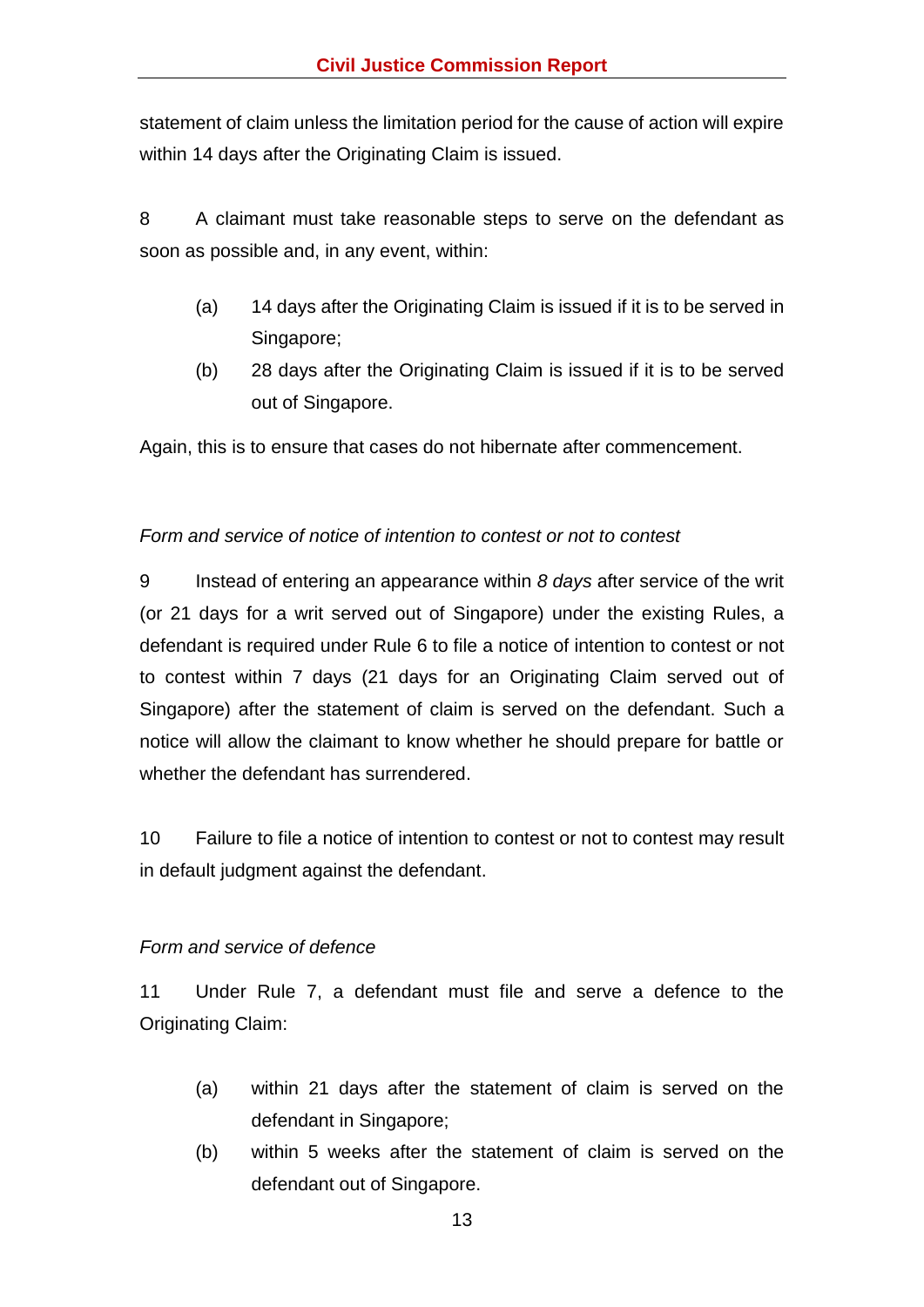statement of claim unless the limitation period for the cause of action will expire within 14 days after the Originating Claim is issued.

8 A claimant must take reasonable steps to serve on the defendant as soon as possible and, in any event, within:

(a) 14 days after the Originating Claim is issued if it is to be served in Singapore;

(b) 28 days after the Originating Claim is issued if it is to be served out of Singapore.

Again, this is to ensure that cases do not hibernate after commencement.

*Form and service of notice of intention to contest or not to contest*

9 Instead of entering an appearance within *8 days* after service of the writ (or 21 days for a writ served out of Singapore) under the existing Rules, a defendant is required under Rule 6 to file a notice of intention to contest or not to contest within 7 days (21 days for an Originating Claim served out of Singapore) after the statement of claim is served on the defendant. Such a notice will allow the claimant to know whether he should prepare for battle or whether the defendant has surrendered.

10 Failure to file a notice of intention to contest or not to contest may result in default judgment against the defendant.

*Form and service of defence*

11 Under Rule 7, a defendant must file and serve a defence to the Originating Claim:

(a) within 21 days after the statement of claim is served on the defendant in Singapore;

(b) within 5 weeks after the statement of claim is served on the defendant out of Singapore.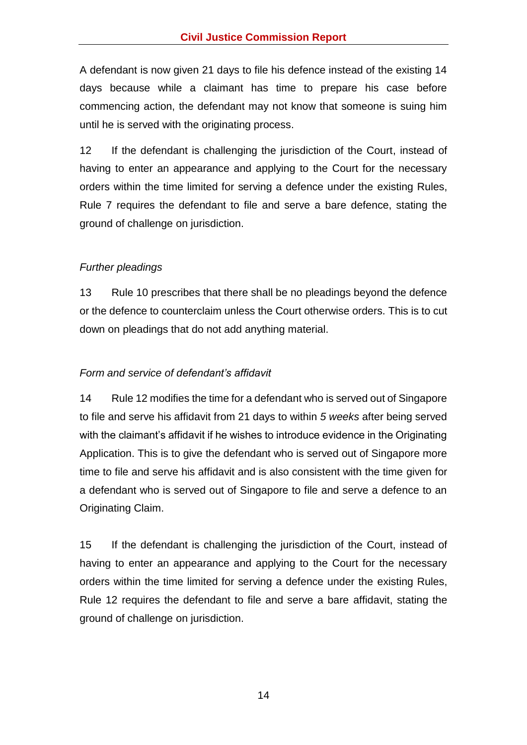A defendant is now given 21 days to file his defence instead of the existing 14 days because while a claimant has time to prepare his case before commencing action, the defendant may not know that someone is suing him until he is served with the originating process.

12 If the defendant is challenging the jurisdiction of the Court, instead of having to enter an appearance and applying to the Court for the necessary orders within the time limited for serving a defence under the existing Rules, Rule 7 requires the defendant to file and serve a bare defence, stating the ground of challenge on jurisdiction.

*Further pleadings*

13 Rule 10 prescribes that there shall be no pleadings beyond the defence or the defence to counterclaim unless the Court otherwise orders. This is to cut down on pleadings that do not add anything material.

*Form and service of defendant's affidavit*

14 Rule 12 modifies the time for a defendant who is served out of Singapore to file and serve his affidavit from 21 days to within *5 weeks* after being served with the claimant's affidavit if he wishes to introduce evidence in the Originating Application. This is to give the defendant who is served out of Singapore more time to file and serve his affidavit and is also consistent with the time given for a defendant who is served out of Singapore to file and serve a defence to an Originating Claim.

15 If the defendant is challenging the jurisdiction of the Court, instead of having to enter an appearance and applying to the Court for the necessary orders within the time limited for serving a defence under the existing Rules, Rule 12 requires the defendant to file and serve a bare affidavit, stating the ground of challenge on jurisdiction.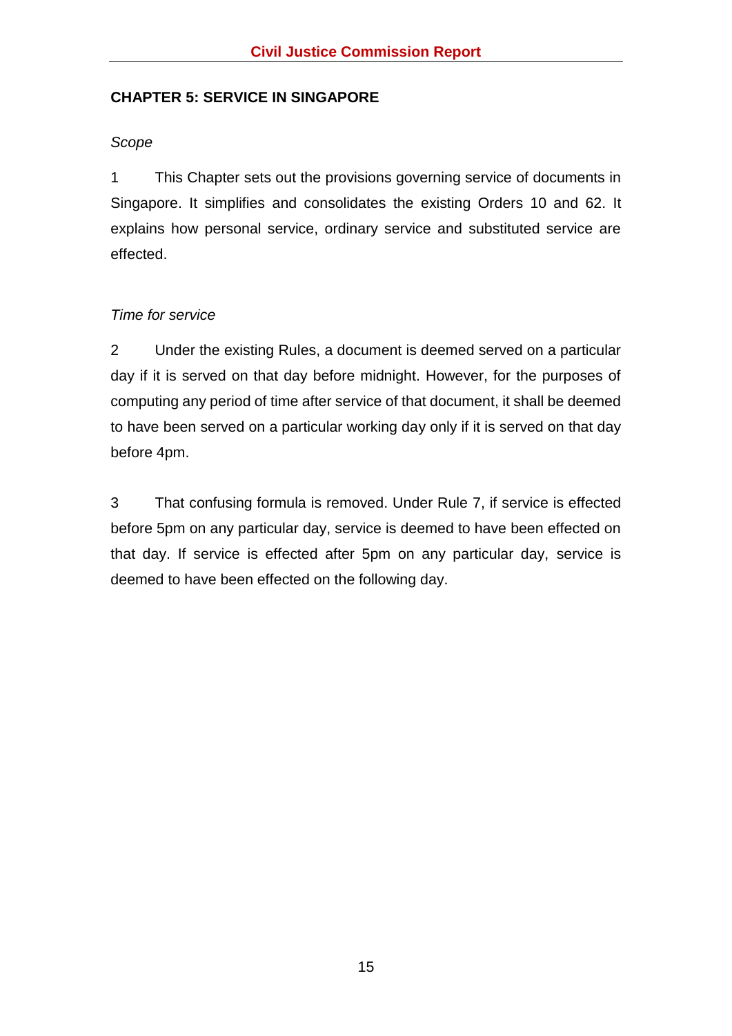## CHAPTER 5: SERVICE IN SINGAPORE

*Scope*

1 This Chapter sets out the provisions governing service of documents in Singapore. It simplifies and consolidates the existing Orders 10 and 62. It explains how personal service, ordinary service and substituted service are effected.

*Time for service*

2 Under the existing Rules, a document is deemed served on a particular day if it is served on that day before midnight. However, for the purposes of computing any period of time after service of that document, it shall be deemed to have been served on a particular working day only if it is served on that day before 4pm.

3 That confusing formula is removed. Under Rule 7, if service is effected before 5pm on any particular day, service is deemed to have been effected on that day. If service is effected after 5pm on any particular day, service is deemed to have been effected on the following day.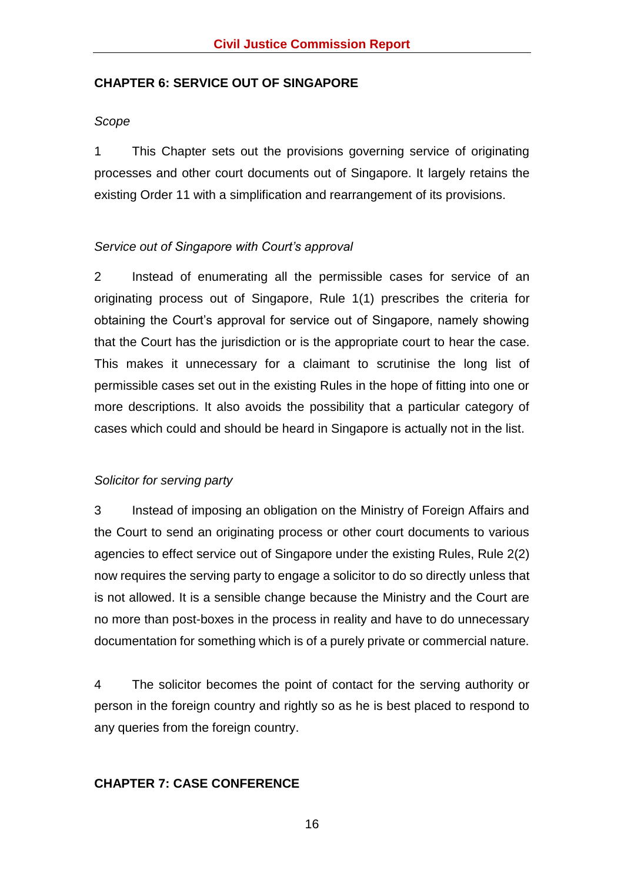## CHAPTER 6: SERVICE OUT OF SINGAPORE

*Scope*

1 This Chapter sets out the provisions governing service of originating processes and other court documents out of Singapore. It largely retains the existing Order 11 with a simplification and rearrangement of its provisions.

*Service out of Singapore with Court's approval*

2 Instead of enumerating all the permissible cases for service of an originating process out of Singapore, Rule 1(1) prescribes the criteria for obtaining the Court's approval for service out of Singapore, namely showing that the Court has the jurisdiction or is the appropriate court to hear the case. This makes it unnecessary for a claimant to scrutinise the long list of permissible cases set out in the existing Rules in the hope of fitting into one or more descriptions. It also avoids the possibility that a particular category of cases which could and should be heard in Singapore is actually not in the list.

*Solicitor for serving party*

3 Instead of imposing an obligation on the Ministry of Foreign Affairs and the Court to send an originating process or other court documents to various agencies to effect service out of Singapore under the existing Rules, Rule 2(2) now requires the serving party to engage a solicitor to do so directly unless that is not allowed. It is a sensible change because the Ministry and the Court are no more than post-boxes in the process in reality and have to do unnecessary documentation for something which is of a purely private or commercial nature.

4 The solicitor becomes the point of contact for the serving authority or person in the foreign country and rightly so as he is best placed to respond to any queries from the foreign country.

## CHAPTER 7: CASE CONFERENCE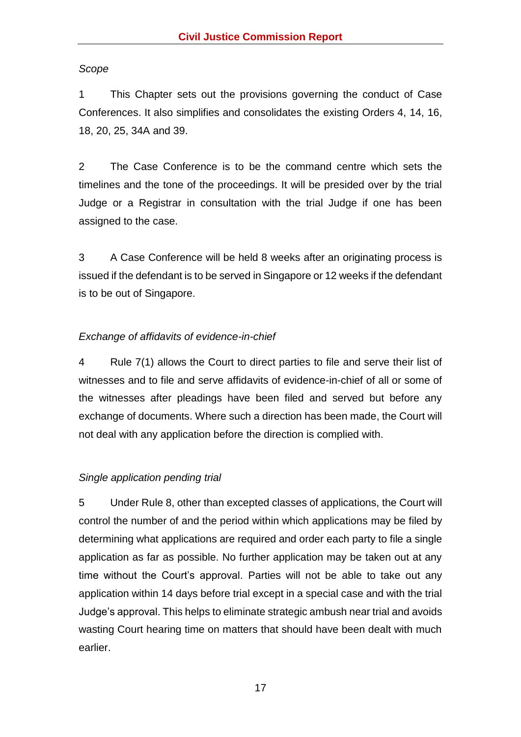*Scope*

1 This Chapter sets out the provisions governing the conduct of Case Conferences. It also simplifies and consolidates the existing Orders 4, 14, 16, 18, 20, 25, 34A and 39.

2 The Case Conference is to be the command centre which sets the timelines and the tone of the proceedings. It will be presided over by the trial Judge or a Registrar in consultation with the trial Judge if one has been assigned to the case.

3 A Case Conference will be held 8 weeks after an originating process is issued if the defendant is to be served in Singapore or 12 weeks if the defendant is to be out of Singapore.

*Exchange of affidavits of evidence-in-chief*

4 Rule 7(1) allows the Court to direct parties to file and serve their list of witnesses and to file and serve affidavits of evidence-in-chief of all or some of the witnesses after pleadings have been filed and served but before any exchange of documents. Where such a direction has been made, the Court will not deal with any application before the direction is complied with.

*Single application pending trial*

5 Under Rule 8, other than excepted classes of applications, the Court will control the number of and the period within which applications may be filed by determining what applications are required and order each party to file a single application as far as possible. No further application may be taken out at any time without the Court's approval. Parties will not be able to take out any application within 14 days before trial except in a special case and with the trial Judge's approval. This helps to eliminate strategic ambush near trial and avoids wasting Court hearing time on matters that should have been dealt with much earlier.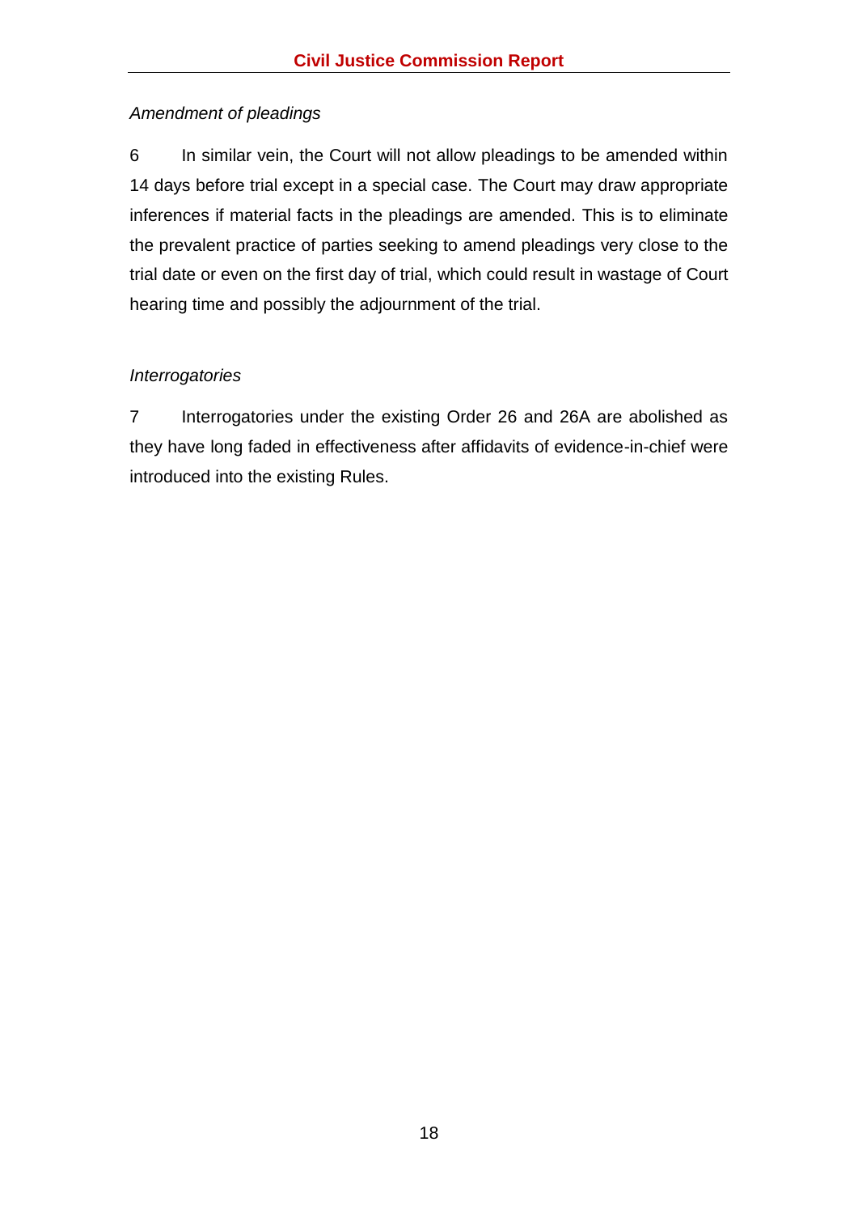*Amendment of pleadings*

6 In similar vein, the Court will not allow pleadings to be amended within 14 days before trial except in a special case. The Court may draw appropriate inferences if material facts in the pleadings are amended. This is to eliminate the prevalent practice of parties seeking to amend pleadings very close to the trial date or even on the first day of trial, which could result in wastage of Court hearing time and possibly the adjournment of the trial.

*Interrogatories*

7 Interrogatories under the existing Order 26 and 26A are abolished as they have long faded in effectiveness after affidavits of evidence-in-chief were introduced into the existing Rules.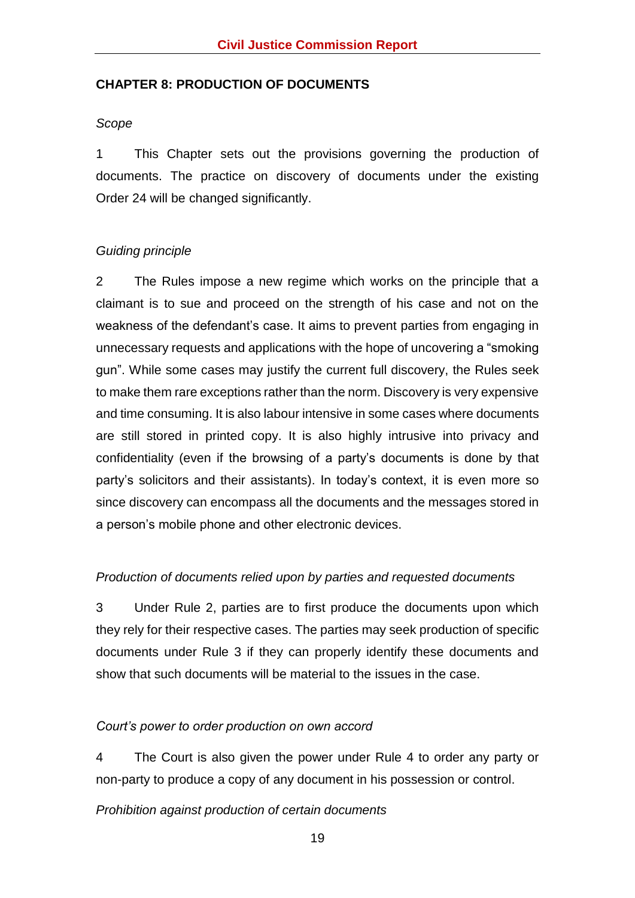## CHAPTER 8: PRODUCTION OF DOCUMENTS

*Scope*

1 This Chapter sets out the provisions governing the production of documents. The practice on discovery of documents under the existing Order 24 will be changed significantly.

*Guiding principle*

2 The Rules impose a new regime which works on the principle that a claimant is to sue and proceed on the strength of his case and not on the weakness of the defendant's case. It aims to prevent parties from engaging in unnecessary requests and applications with the hope of uncovering a "smoking gun". While some cases may justify the current full discovery, the Rules seek to make them rare exceptions rather than the norm. Discovery is very expensive and time consuming. It is also labour intensive in some cases where documents are still stored in printed copy. It is also highly intrusive into privacy and confidentiality (even if the browsing of a party's documents is done by that party's solicitors and their assistants). In today's context, it is even more so since discovery can encompass all the documents and the messages stored in a person's mobile phone and other electronic devices.

*Production of documents relied upon by parties and requested documents*

3 Under Rule 2, parties are to first produce the documents upon which they rely for their respective cases. The parties may seek production of specific documents under Rule 3 if they can properly identify these documents and show that such documents will be material to the issues in the case.

*Court's power to order production on own accord*

4 The Court is also given the power under Rule 4 to order any party or non-party to produce a copy of any document in his possession or control.

*Prohibition against production of certain documents*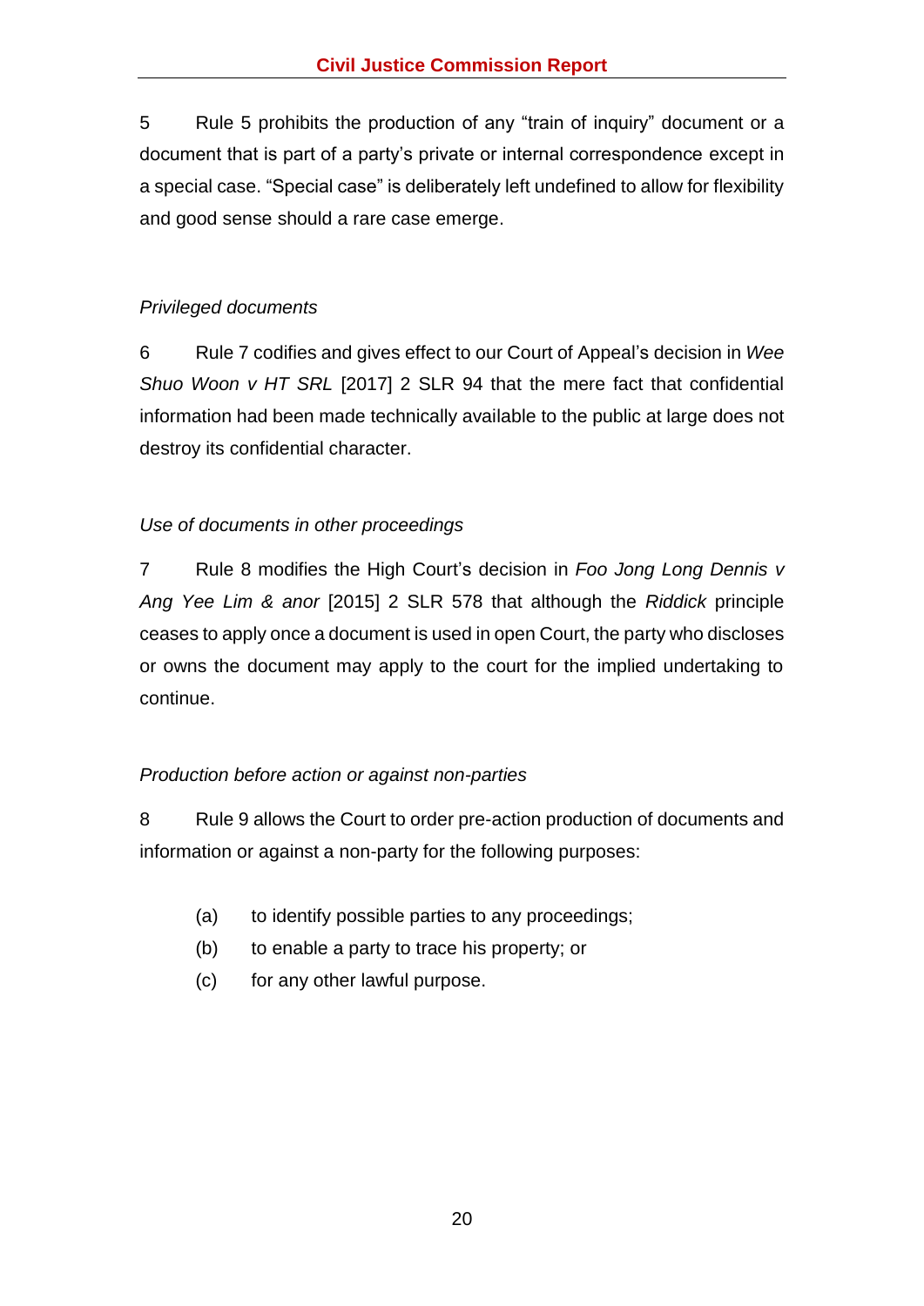5 Rule 5 prohibits the production of any "train of inquiry" document or a document that is part of a party's private or internal correspondence except in a special case. "Special case" is deliberately left undefined to allow for flexibility and good sense should a rare case emerge.

*Privileged documents*

6 Rule 7 codifies and gives effect to our Court of Appeal's decision in *Wee Shuo Woon v HT SRL* [2017] 2 SLR 94 that the mere fact that confidential information had been made technically available to the public at large does not destroy its confidential character.

*Use of documents in other proceedings*

7 Rule 8 modifies the High Court's decision in *Foo Jong Long Dennis v Ang Yee Lim & anor* [2015] 2 SLR 578 that although the *Riddick* principle ceases to apply once a document is used in open Court, the party who discloses or owns the document may apply to the court for the implied undertaking to continue.

*Production before action or against non-parties*

8 Rule 9 allows the Court to order pre-action production of documents and information or against a non-party for the following purposes:

(a) to identify possible parties to any proceedings;

(b) to enable a party to trace his property; or

(c) for any other lawful purpose.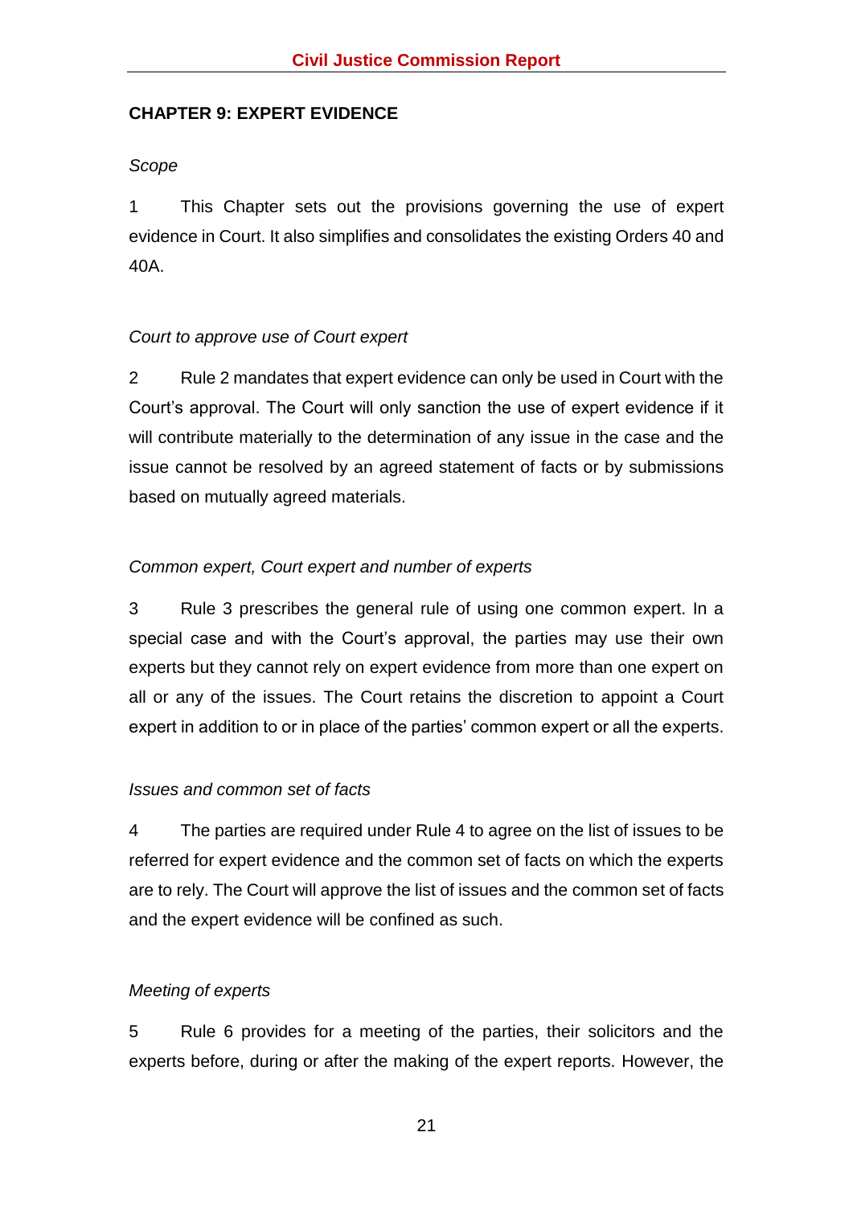## CHAPTER 9: EXPERT EVIDENCE

*Scope*

1 This Chapter sets out the provisions governing the use of expert evidence in Court. It also simplifies and consolidates the existing Orders 40 and 40A.

*Court to approve use of Court expert*

2 Rule 2 mandates that expert evidence can only be used in Court with the Court's approval. The Court will only sanction the use of expert evidence if it will contribute materially to the determination of any issue in the case and the issue cannot be resolved by an agreed statement of facts or by submissions based on mutually agreed materials.

*Common expert, Court expert and number of experts*

3 Rule 3 prescribes the general rule of using one common expert. In a special case and with the Court's approval, the parties may use their own experts but they cannot rely on expert evidence from more than one expert on all or any of the issues. The Court retains the discretion to appoint a Court expert in addition to or in place of the parties' common expert or all the experts.

*Issues and common set of facts*

4 The parties are required under Rule 4 to agree on the list of issues to be referred for expert evidence and the common set of facts on which the experts are to rely. The Court will approve the list of issues and the common set of facts and the expert evidence will be confined as such.

*Meeting of experts*

5 Rule 6 provides for a meeting of the parties, their solicitors and the experts before, during or after the making of the expert reports. However, the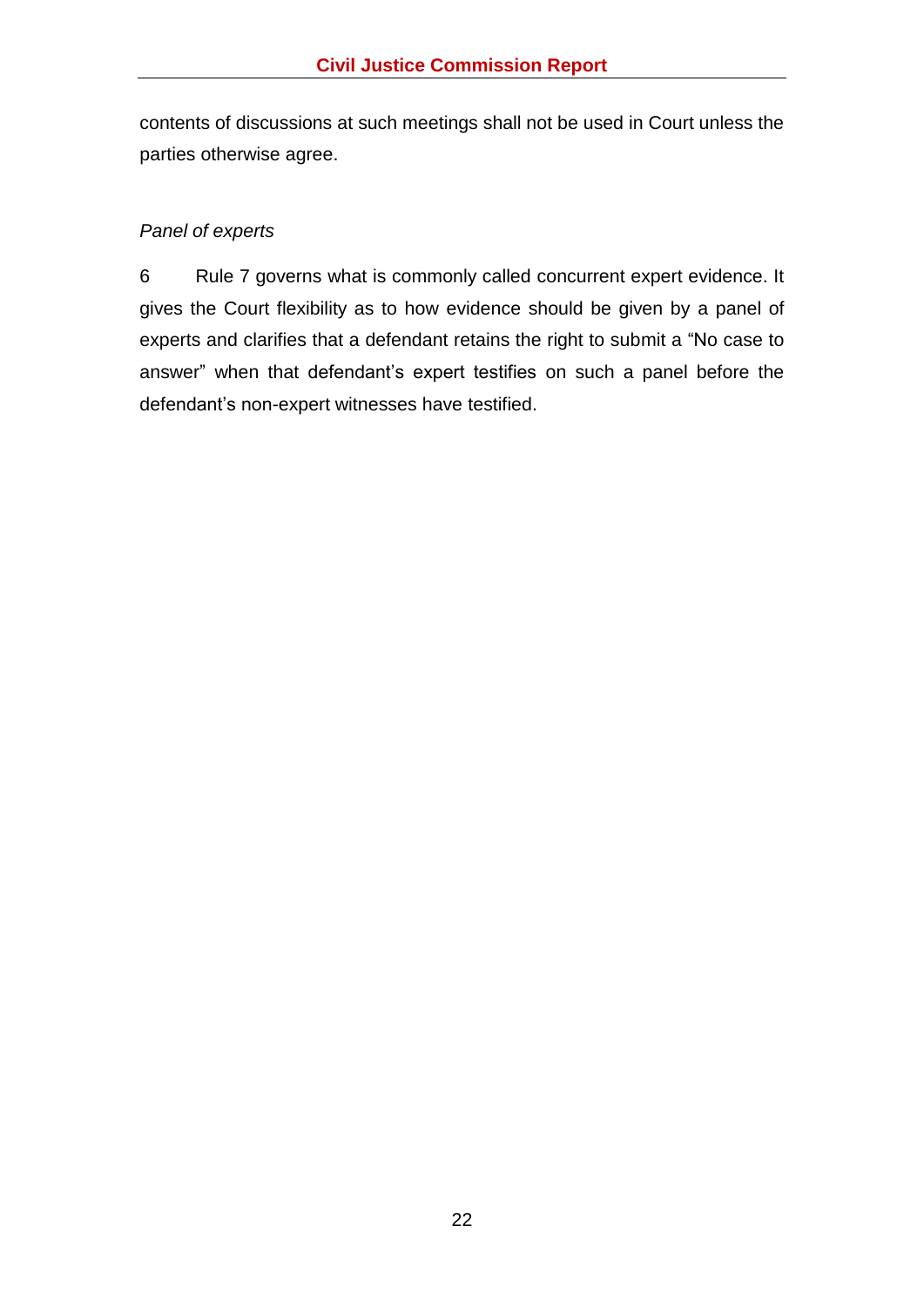contents of discussions at such meetings shall not be used in Court unless the parties otherwise agree.

*Panel of experts*

6 Rule 7 governs what is commonly called concurrent expert evidence. It gives the Court flexibility as to how evidence should be given by a panel of experts and clarifies that a defendant retains the right to submit a "No case to answer" when that defendant's expert testifies on such a panel before the defendant's non-expert witnesses have testified.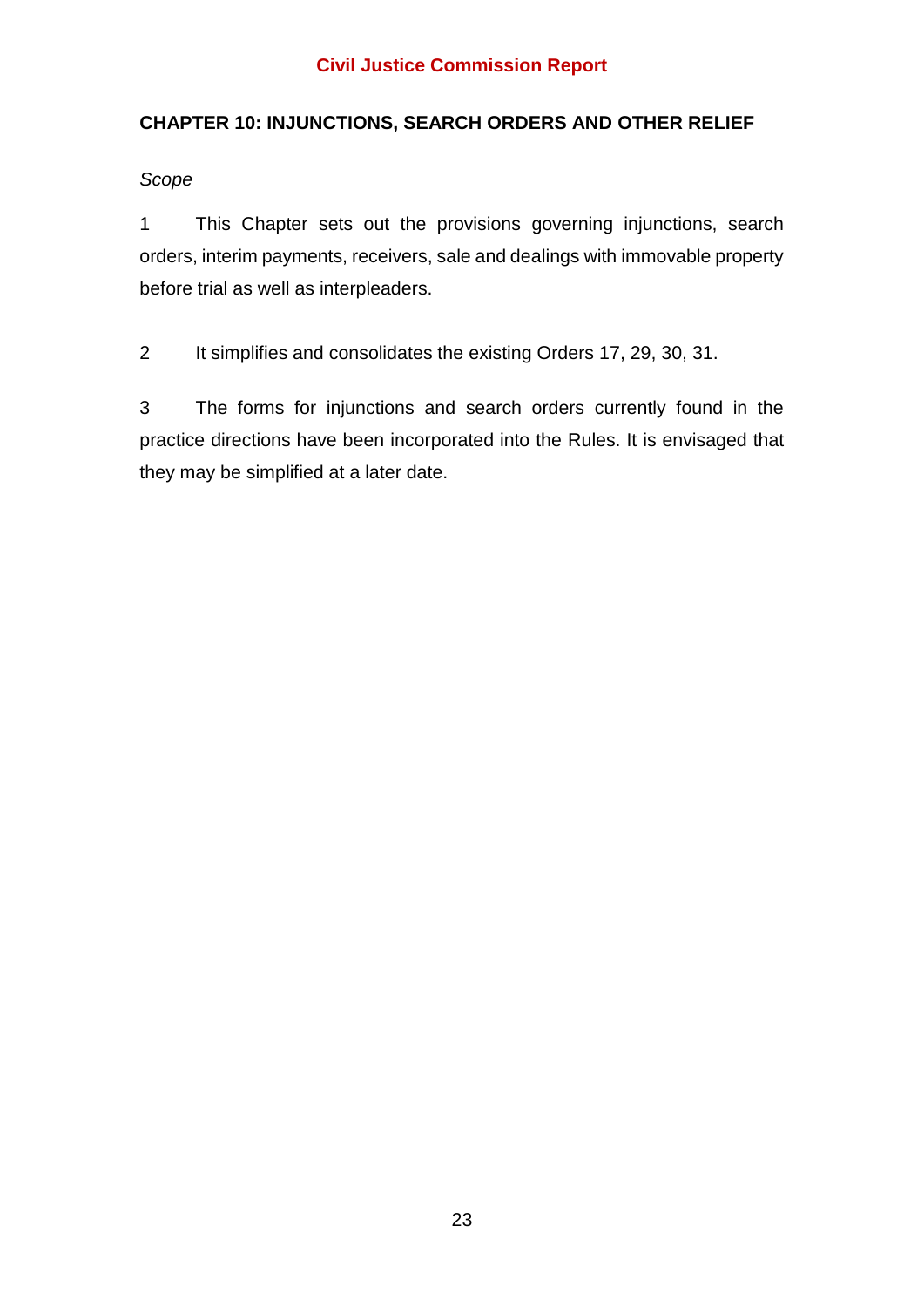## CHAPTER 10: INJUNCTIONS, SEARCH ORDERS AND OTHER RELIEF

*Scope*

1 This Chapter sets out the provisions governing injunctions, search orders, interim payments, receivers, sale and dealings with immovable property before trial as well as interpleaders.

2 It simplifies and consolidates the existing Orders 17, 29, 30, 31.

3 The forms for injunctions and search orders currently found in the practice directions have been incorporated into the Rules. It is envisaged that they may be simplified at a later date.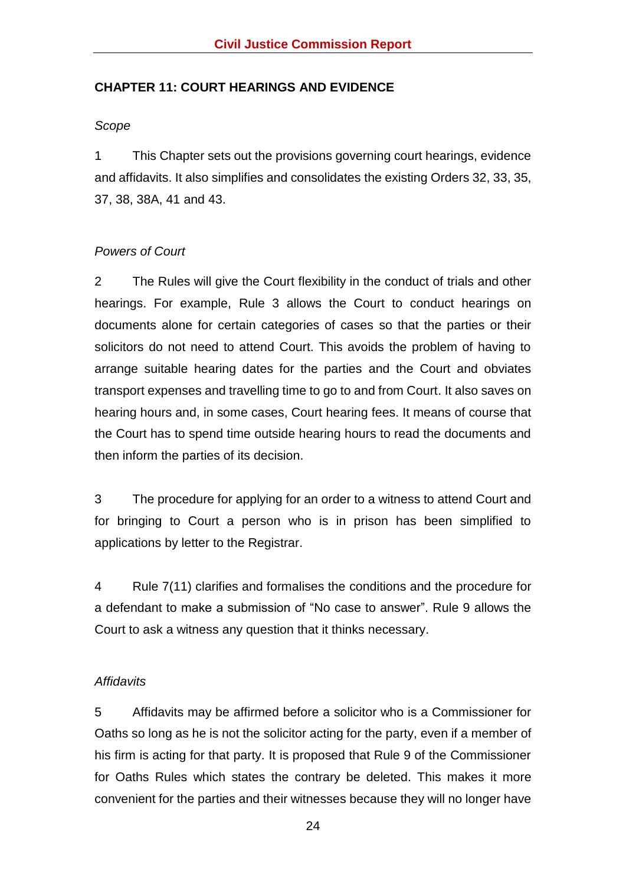## CHAPTER 11: COURT HEARINGS AND EVIDENCE

*Scope*

1 This Chapter sets out the provisions governing court hearings, evidence and affidavits. It also simplifies and consolidates the existing Orders 32, 33, 35, 37, 38, 38A, 41 and 43.

*Powers of Court*

2 The Rules will give the Court flexibility in the conduct of trials and other hearings. For example, Rule 3 allows the Court to conduct hearings on documents alone for certain categories of cases so that the parties or their solicitors do not need to attend Court. This avoids the problem of having to arrange suitable hearing dates for the parties and the Court and obviates transport expenses and travelling time to go to and from Court. It also saves on hearing hours and, in some cases, Court hearing fees. It means of course that the Court has to spend time outside hearing hours to read the documents and then inform the parties of its decision.

3 The procedure for applying for an order to a witness to attend Court and for bringing to Court a person who is in prison has been simplified to applications by letter to the Registrar.

4 Rule 7(11) clarifies and formalises the conditions and the procedure for a defendant to make a submission of "No case to answer". Rule 9 allows the Court to ask a witness any question that it thinks necessary.

*Affidavits*

5 Affidavits may be affirmed before a solicitor who is a Commissioner for Oaths so long as he is not the solicitor acting for the party, even if a member of his firm is acting for that party. It is proposed that Rule 9 of the Commissioner for Oaths Rules which states the contrary be deleted. This makes it more convenient for the parties and their witnesses because they will no longer have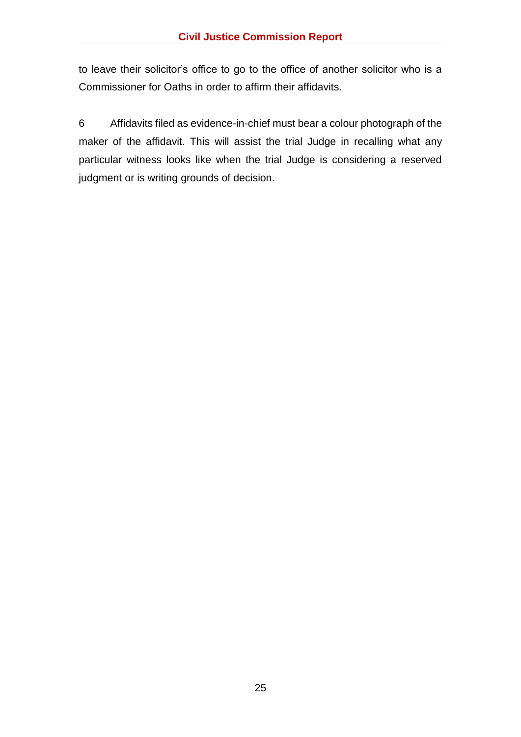to leave their solicitor's office to go to the office of another solicitor who is a Commissioner for Oaths in order to affirm their affidavits.

6 Affidavits filed as evidence-in-chief must bear a colour photograph of the maker of the affidavit. This will assist the trial Judge in recalling what any particular witness looks like when the trial Judge is considering a reserved judgment or is writing grounds of decision.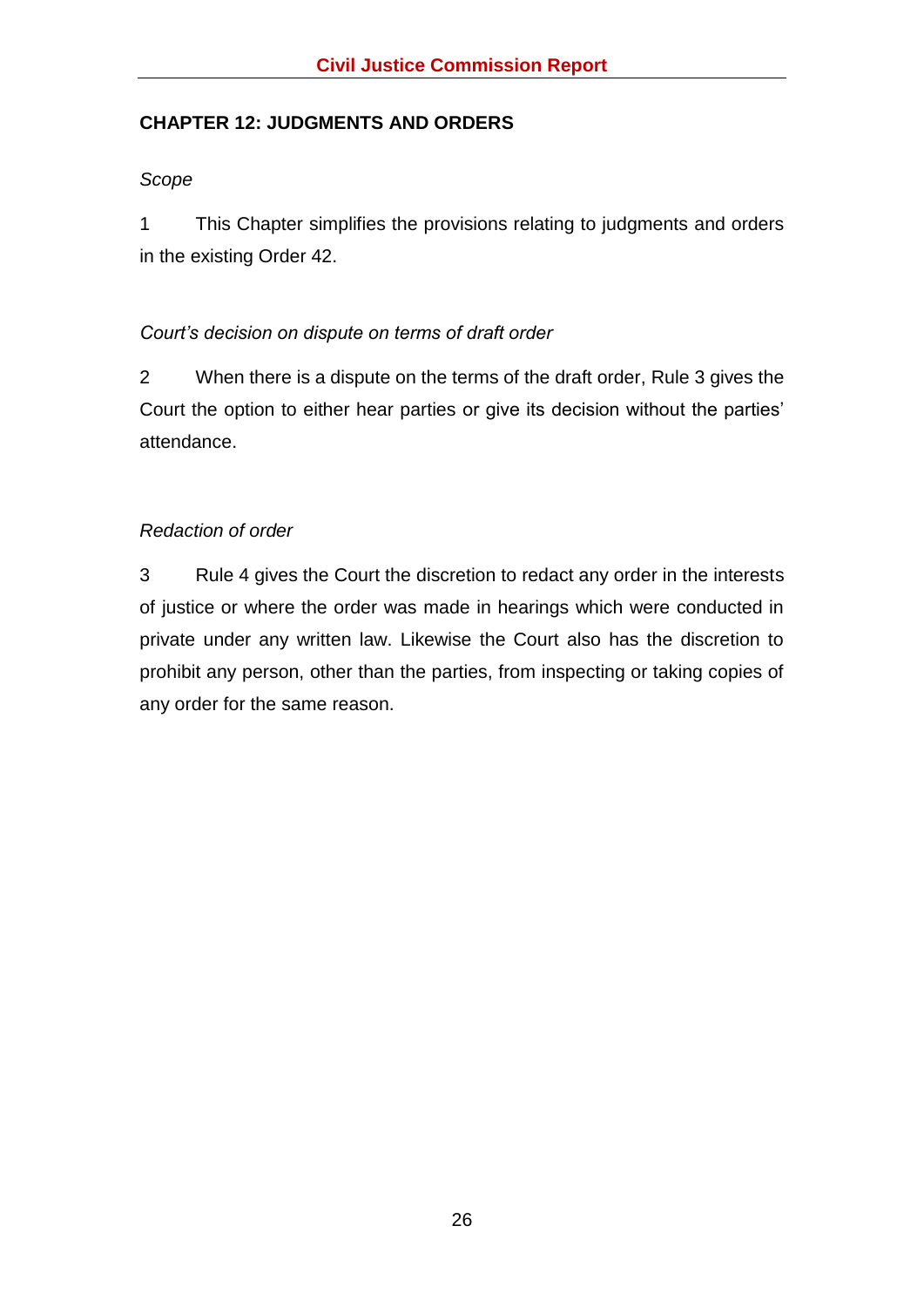## CHAPTER 12: JUDGMENTS AND ORDERS

*Scope*

1 This Chapter simplifies the provisions relating to judgments and orders in the existing Order 42.

*Court's decision on dispute on terms of draft order*

2 When there is a dispute on the terms of the draft order, Rule 3 gives the Court the option to either hear parties or give its decision without the parties' attendance.

*Redaction of order*

3 Rule 4 gives the Court the discretion to redact any order in the interests of justice or where the order was made in hearings which were conducted in private under any written law. Likewise the Court also has the discretion to prohibit any person, other than the parties, from inspecting or taking copies of any order for the same reason.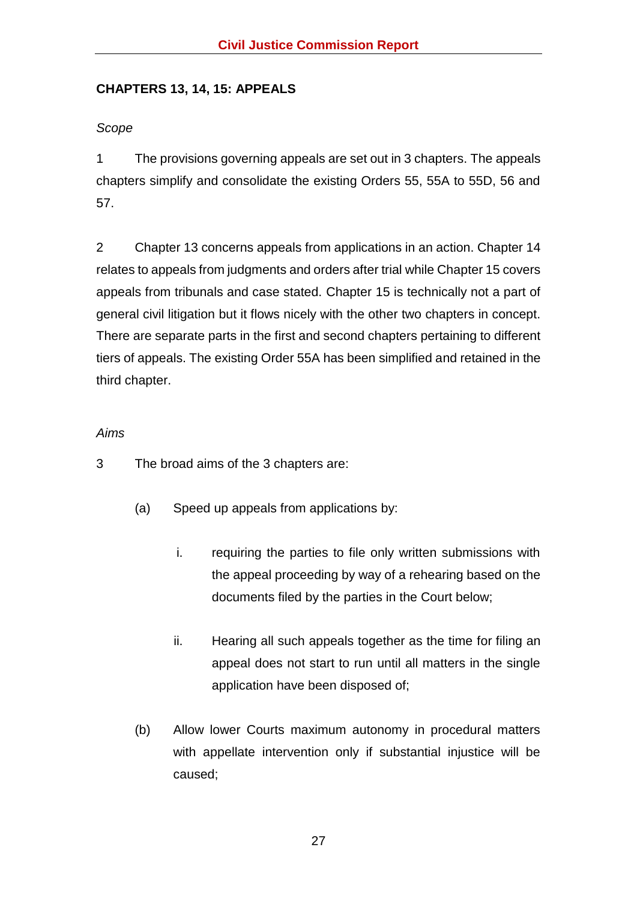**CHAPTERS 13, 14, 15: APPEALS**

*Scope*

1 The provisions governing appeals are set out in 3 chapters. The appeals chapters simplify and consolidate the existing Orders 55, 55A to 55D, 56 and 57.

2 Chapter 13 concerns appeals from applications in an action. Chapter 14 relates to appeals from judgments and orders after trial while Chapter 15 covers appeals from tribunals and case stated. Chapter 15 is technically not a part of general civil litigation but it flows nicely with the other two chapters in concept. There are separate parts in the first and second chapters pertaining to different tiers of appeals. The existing Order 55A has been simplified and retained in the third chapter.

*Aims*

3 The broad aims of the 3 chapters are:

(a) Speed up appeals from applications by:

i. requiring the parties to file only written submissions with the appeal proceeding by way of a rehearing based on the documents filed by the parties in the Court below;

ii. Hearing all such appeals together as the time for filing an appeal does not start to run until all matters in the single application have been disposed of;

(b) Allow lower Courts maximum autonomy in procedural matters with appellate intervention only if substantial injustice will be caused;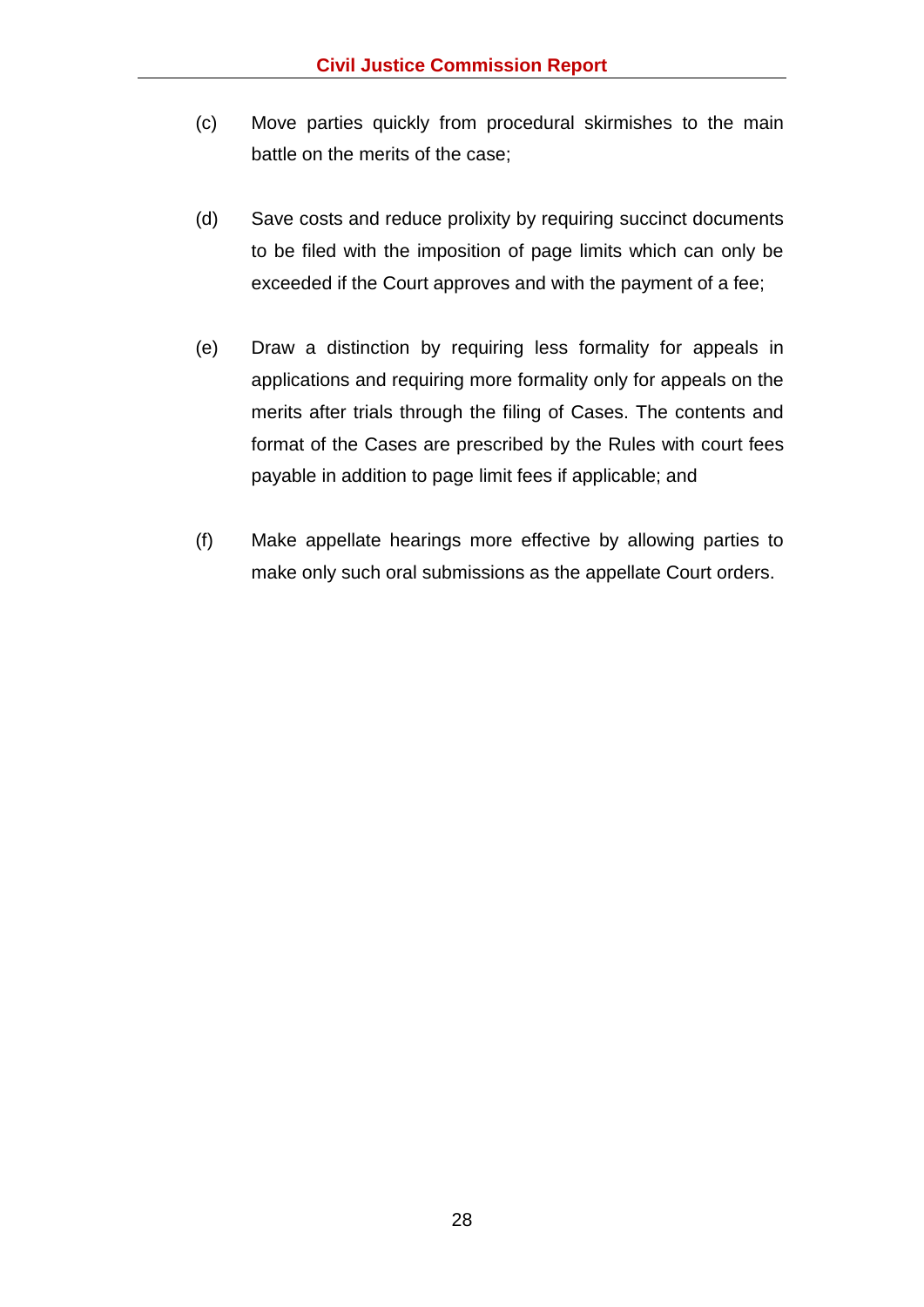(c) Move parties quickly from procedural skirmishes to the main battle on the merits of the case;

(d) Save costs and reduce prolixity by requiring succinct documents to be filed with the imposition of page limits which can only be exceeded if the Court approves and with the payment of a fee;

(e) Draw a distinction by requiring less formality for appeals in applications and requiring more formality only for appeals on the merits after trials through the filing of Cases. The contents and format of the Cases are prescribed by the Rules with court fees payable in addition to page limit fees if applicable; and

(f) Make appellate hearings more effective by allowing parties to make only such oral submissions as the appellate Court orders.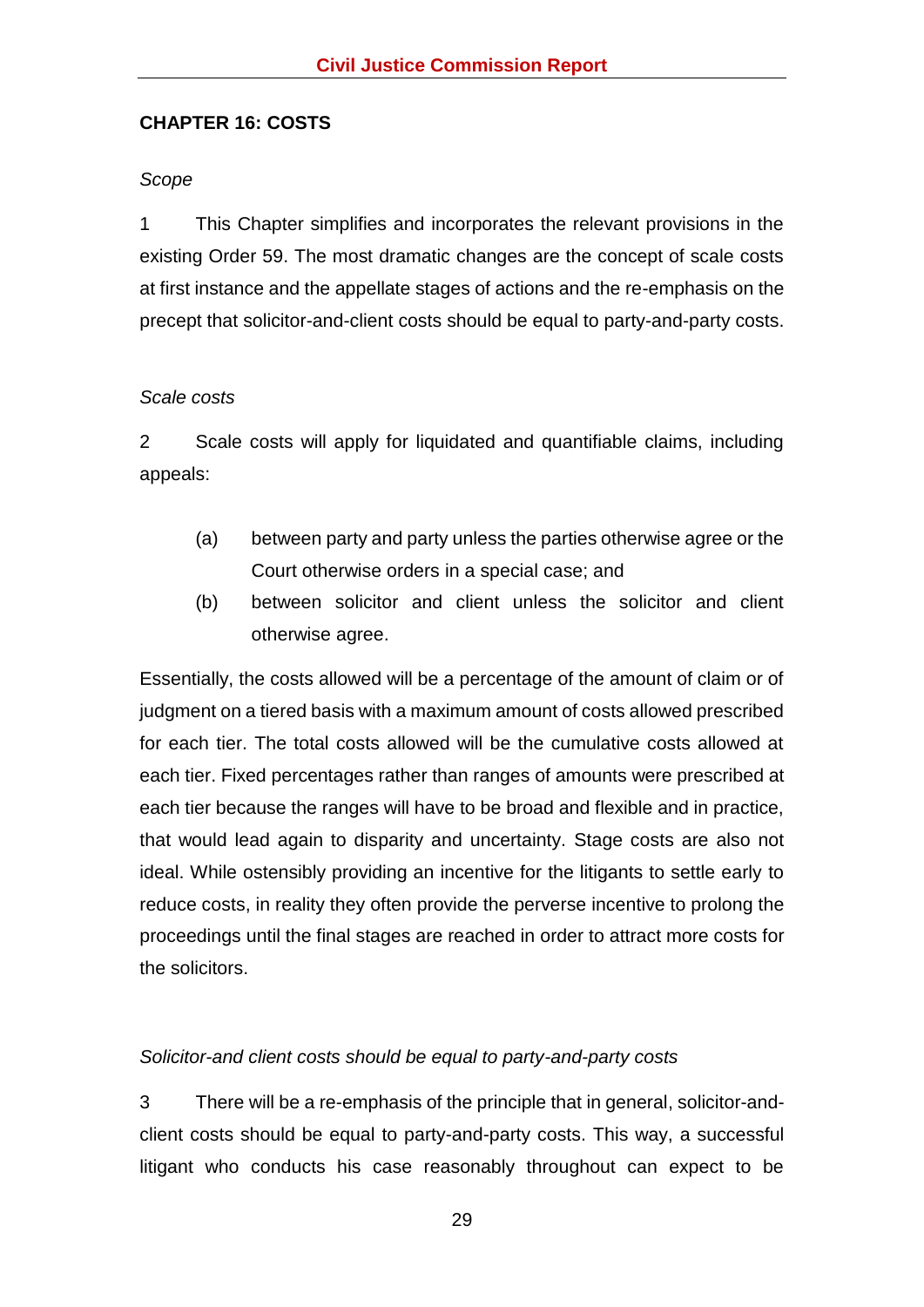## CHAPTER 16: COSTS

*Scope*

1 This Chapter simplifies and incorporates the relevant provisions in the existing Order 59. The most dramatic changes are the concept of scale costs at first instance and the appellate stages of actions and the re-emphasis on the precept that solicitor-and-client costs should be equal to party-and-party costs.

*Scale costs*

2 Scale costs will apply for liquidated and quantifiable claims, including appeals:

(a) between party and party unless the parties otherwise agree or the Court otherwise orders in a special case; and

(b) between solicitor and client unless the solicitor and client otherwise agree.

Essentially, the costs allowed will be a percentage of the amount of claim or of judgment on a tiered basis with a maximum amount of costs allowed prescribed for each tier. The total costs allowed will be the cumulative costs allowed at each tier. Fixed percentages rather than ranges of amounts were prescribed at each tier because the ranges will have to be broad and flexible and in practice, that would lead again to disparity and uncertainty. Stage costs are also not ideal. While ostensibly providing an incentive for the litigants to settle early to reduce costs, in reality they often provide the perverse incentive to prolong the proceedings until the final stages are reached in order to attract more costs for the solicitors.

*Solicitor-and client costs should be equal to party-and-party costs*

3 There will be a re-emphasis of the principle that in general, solicitor-and-client costs should be equal to party-and-party costs. This way, a successful litigant who conducts his case reasonably throughout can expect to be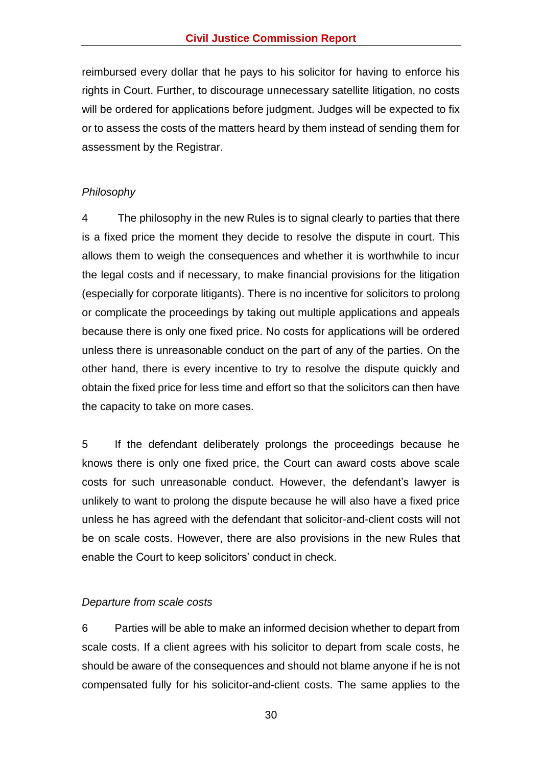reimbursed every dollar that he pays to his solicitor for having to enforce his rights in Court. Further, to discourage unnecessary satellite litigation, no costs will be ordered for applications before judgment. Judges will be expected to fix or to assess the costs of the matters heard by them instead of sending them for assessment by the Registrar.

*Philosophy*

4 The philosophy in the new Rules is to signal clearly to parties that there is a fixed price the moment they decide to resolve the dispute in court. This allows them to weigh the consequences and whether it is worthwhile to incur the legal costs and if necessary, to make financial provisions for the litigation (especially for corporate litigants). There is no incentive for solicitors to prolong or complicate the proceedings by taking out multiple applications and appeals because there is only one fixed price. No costs for applications will be ordered unless there is unreasonable conduct on the part of any of the parties. On the other hand, there is every incentive to try to resolve the dispute quickly and obtain the fixed price for less time and effort so that the solicitors can then have the capacity to take on more cases.

5 If the defendant deliberately prolongs the proceedings because he knows there is only one fixed price, the Court can award costs above scale costs for such unreasonable conduct. However, the defendant's lawyer is unlikely to want to prolong the dispute because he will also have a fixed price unless he has agreed with the defendant that solicitor-and-client costs will not be on scale costs. However, there are also provisions in the new Rules that enable the Court to keep solicitors' conduct in check.

*Departure from scale costs*

6 Parties will be able to make an informed decision whether to depart from scale costs. If a client agrees with his solicitor to depart from scale costs, he should be aware of the consequences and should not blame anyone if he is not compensated fully for his solicitor-and-client costs. The same applies to the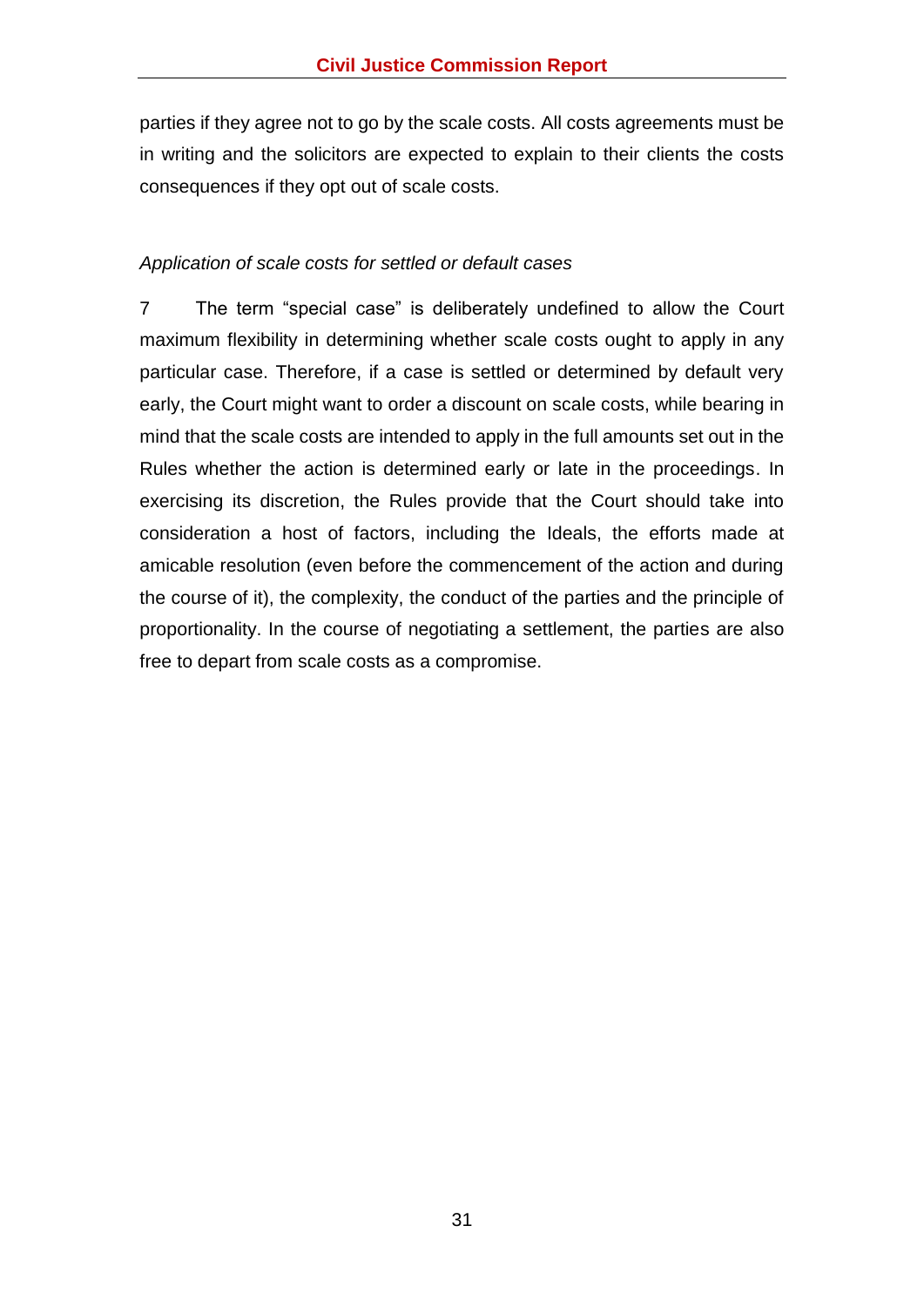parties if they agree not to go by the scale costs. All costs agreements must be in writing and the solicitors are expected to explain to their clients the costs consequences if they opt out of scale costs.

*Application of scale costs for settled or default cases*

7 The term "special case" is deliberately undefined to allow the Court maximum flexibility in determining whether scale costs ought to apply in any particular case. Therefore, if a case is settled or determined by default very early, the Court might want to order a discount on scale costs, while bearing in mind that the scale costs are intended to apply in the full amounts set out in the Rules whether the action is determined early or late in the proceedings. In exercising its discretion, the Rules provide that the Court should take into consideration a host of factors, including the Ideals, the efforts made at amicable resolution (even before the commencement of the action and during the course of it), the complexity, the conduct of the parties and the principle of proportionality. In the course of negotiating a settlement, the parties are also free to depart from scale costs as a compromise.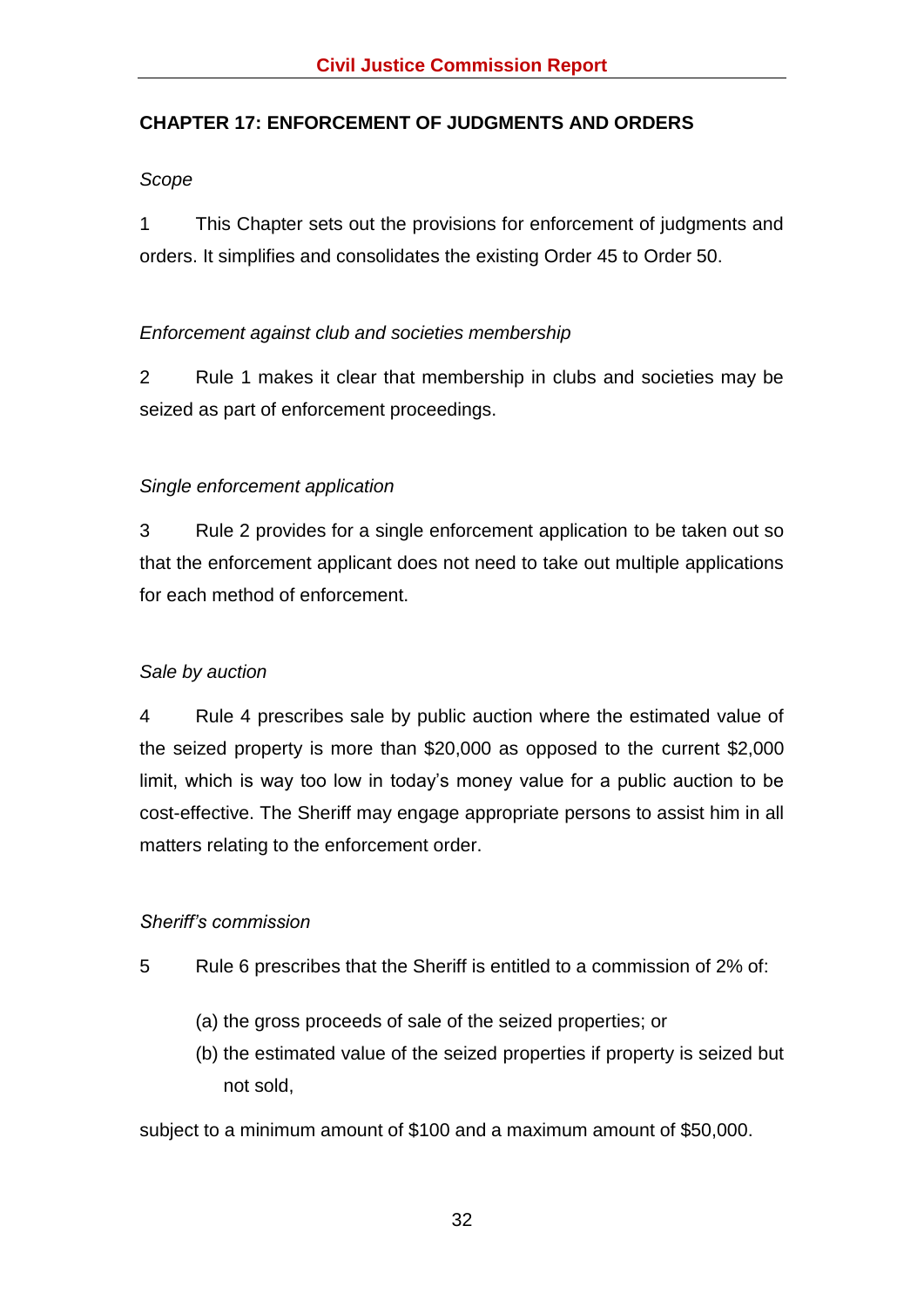## CHAPTER 17: ENFORCEMENT OF JUDGMENTS AND ORDERS

*Scope*

1 This Chapter sets out the provisions for enforcement of judgments and orders. It simplifies and consolidates the existing Order 45 to Order 50.

*Enforcement against club and societies membership*

2 Rule 1 makes it clear that membership in clubs and societies may be seized as part of enforcement proceedings.

*Single enforcement application*

3 Rule 2 provides for a single enforcement application to be taken out so that the enforcement applicant does not need to take out multiple applications for each method of enforcement.

*Sale by auction*

4 Rule 4 prescribes sale by public auction where the estimated value of the seized property is more than $20,000 as opposed to the current $2,000 limit, which is way too low in today's money value for a public auction to be cost-effective. The Sheriff may engage appropriate persons to assist him in all matters relating to the enforcement order.

*Sheriff's commission*

5 Rule 6 prescribes that the Sheriff is entitled to a commission of 2% of:

(a) the gross proceeds of sale of the seized properties; or
(b) the estimated value of the seized properties if property is seized but not sold,

subject to a minimum amount of $100 and a maximum amount of $50,000.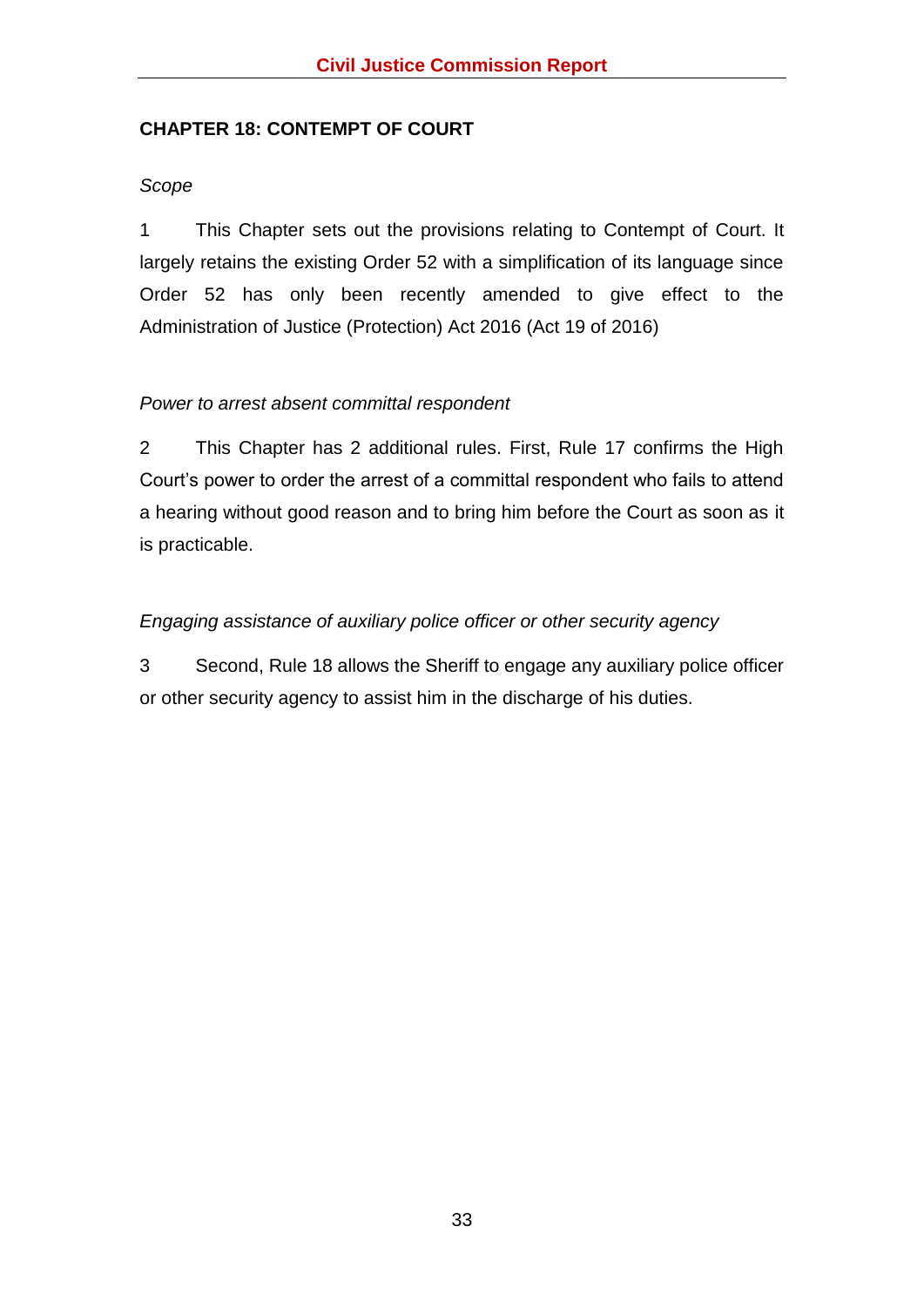## CHAPTER 18: CONTEMPT OF COURT

*Scope*

1 This Chapter sets out the provisions relating to Contempt of Court. It largely retains the existing Order 52 with a simplification of its language since Order 52 has only been recently amended to give effect to the Administration of Justice (Protection) Act 2016 (Act 19 of 2016)

*Power to arrest absent committal respondent*

2 This Chapter has 2 additional rules. First, Rule 17 confirms the High Court's power to order the arrest of a committal respondent who fails to attend a hearing without good reason and to bring him before the Court as soon as it is practicable.

*Engaging assistance of auxiliary police officer or other security agency*

3 Second, Rule 18 allows the Sheriff to engage any auxiliary police officer or other security agency to assist him in the discharge of his duties.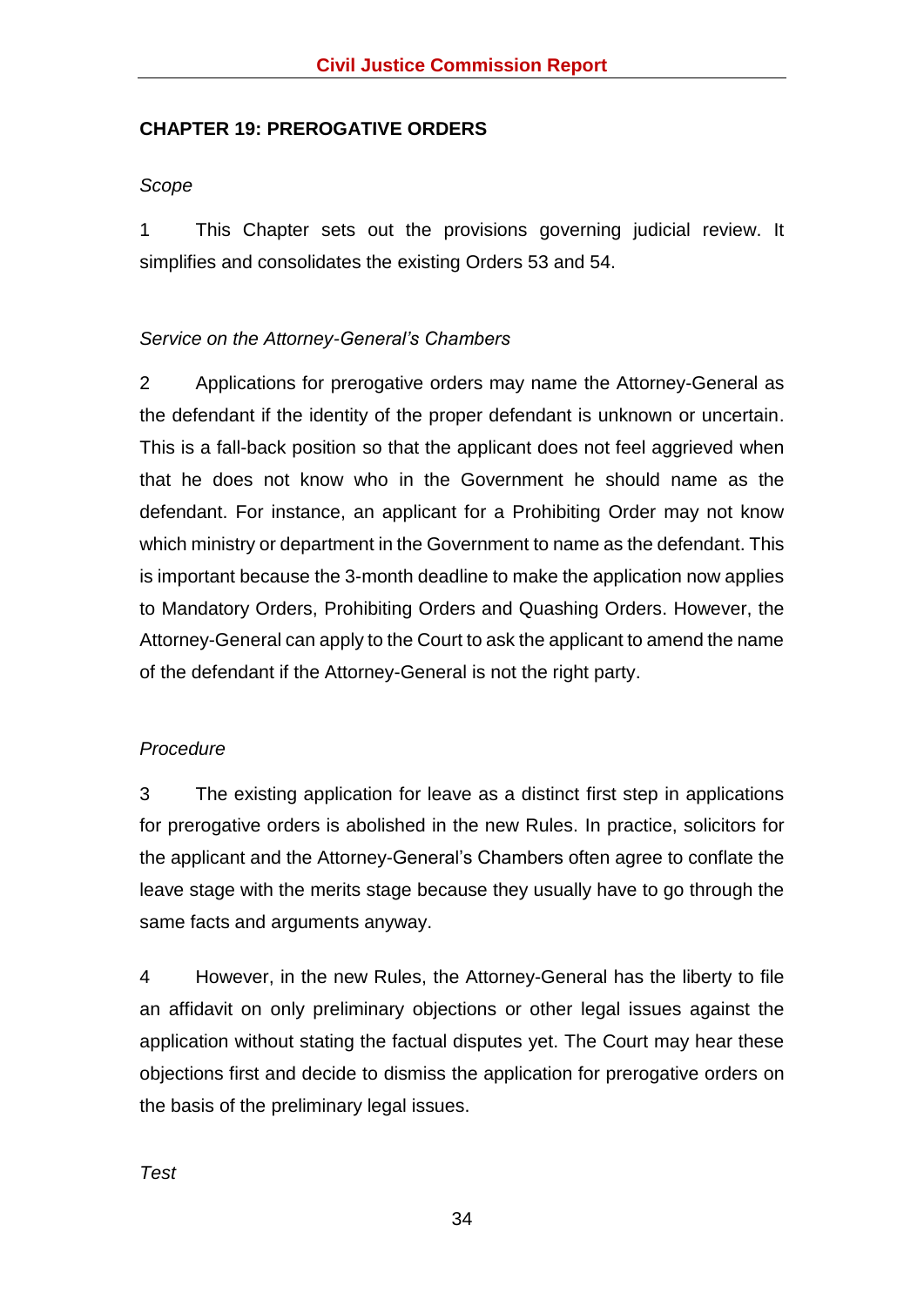## CHAPTER 19: PREROGATIVE ORDERS

*Scope*

1 This Chapter sets out the provisions governing judicial review. It simplifies and consolidates the existing Orders 53 and 54.

*Service on the Attorney-General's Chambers*

2 Applications for prerogative orders may name the Attorney-General as the defendant if the identity of the proper defendant is unknown or uncertain. This is a fall-back position so that the applicant does not feel aggrieved when that he does not know who in the Government he should name as the defendant. For instance, an applicant for a Prohibiting Order may not know which ministry or department in the Government to name as the defendant. This is important because the 3-month deadline to make the application now applies to Mandatory Orders, Prohibiting Orders and Quashing Orders. However, the Attorney-General can apply to the Court to ask the applicant to amend the name of the defendant if the Attorney-General is not the right party.

*Procedure*

3 The existing application for leave as a distinct first step in applications for prerogative orders is abolished in the new Rules. In practice, solicitors for the applicant and the Attorney-General's Chambers often agree to conflate the leave stage with the merits stage because they usually have to go through the same facts and arguments anyway.

4 However, in the new Rules, the Attorney-General has the liberty to file an affidavit on only preliminary objections or other legal issues against the application without stating the factual disputes yet. The Court may hear these objections first and decide to dismiss the application for prerogative orders on the basis of the preliminary legal issues.

*Test*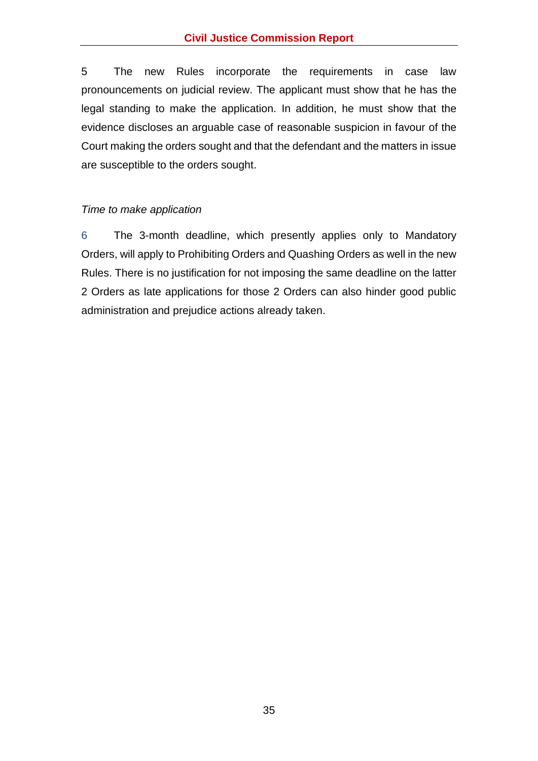5 The new Rules incorporate the requirements in case law pronouncements on judicial review. The applicant must show that he has the legal standing to make the application. In addition, he must show that the evidence discloses an arguable case of reasonable suspicion in favour of the Court making the orders sought and that the defendant and the matters in issue are susceptible to the orders sought.

*Time to make application*

6 The 3-month deadline, which presently applies only to Mandatory Orders, will apply to Prohibiting Orders and Quashing Orders as well in the new Rules. There is no justification for not imposing the same deadline on the latter 2 Orders as late applications for those 2 Orders can also hinder good public administration and prejudice actions already taken.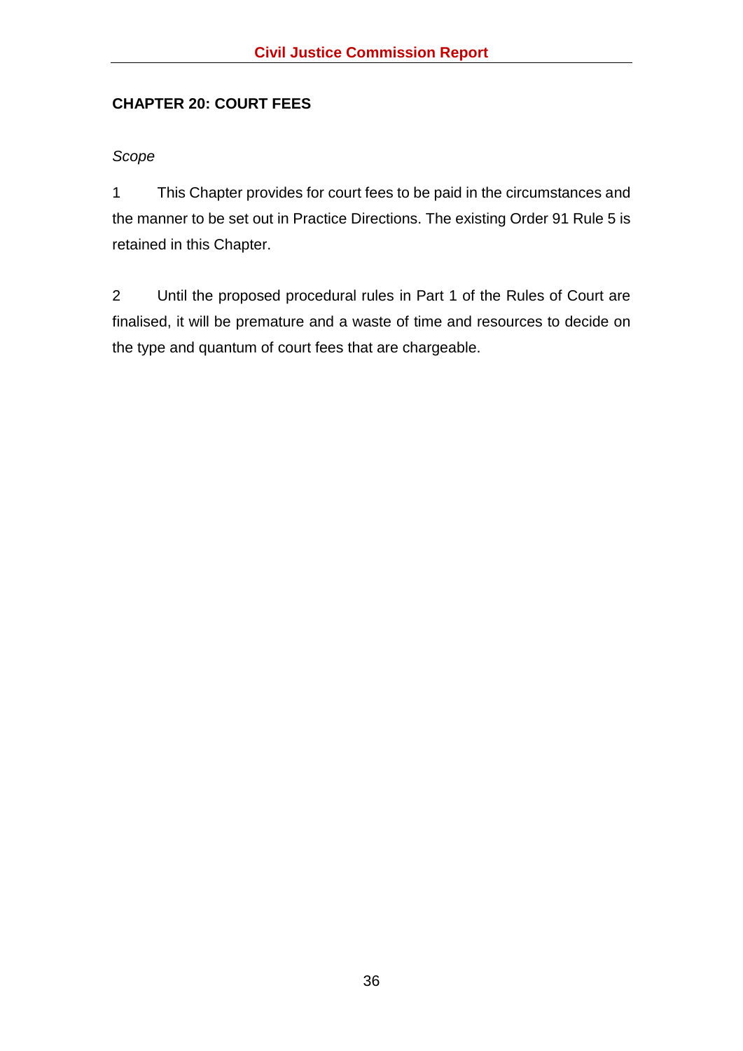## CHAPTER 20: COURT FEES

*Scope*

1 This Chapter provides for court fees to be paid in the circumstances and the manner to be set out in Practice Directions. The existing Order 91 Rule 5 is retained in this Chapter.

2 Until the proposed procedural rules in Part 1 of the Rules of Court are finalised, it will be premature and a waste of time and resources to decide on the type and quantum of court fees that are chargeable.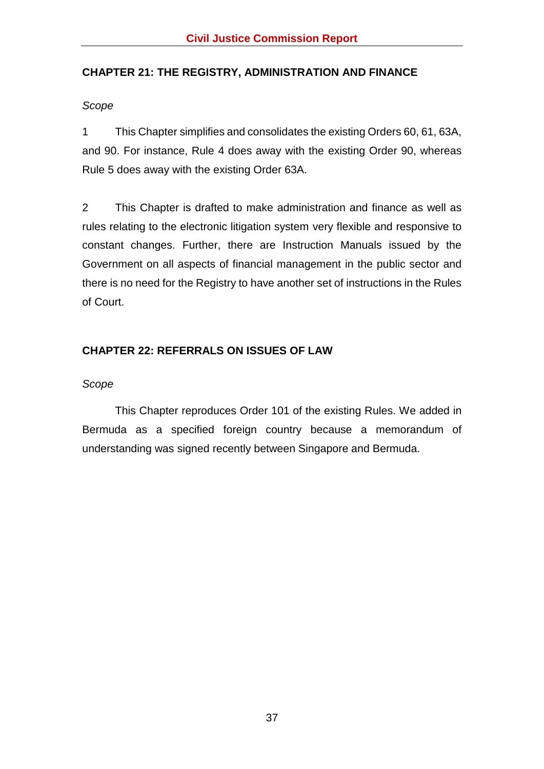## CHAPTER 21: THE REGISTRY, ADMINISTRATION AND FINANCE

*Scope*

1 This Chapter simplifies and consolidates the existing Orders 60, 61, 63A, and 90. For instance, Rule 4 does away with the existing Order 90, whereas Rule 5 does away with the existing Order 63A.

2 This Chapter is drafted to make administration and finance as well as rules relating to the electronic litigation system very flexible and responsive to constant changes. Further, there are Instruction Manuals issued by the Government on all aspects of financial management in the public sector and there is no need for the Registry to have another set of instructions in the Rules of Court.

## CHAPTER 22: REFERRALS ON ISSUES OF LAW

*Scope*

This Chapter reproduces Order 101 of the existing Rules. We added in Bermuda as a specified foreign country because a memorandum of understanding was signed recently between Singapore and Bermuda.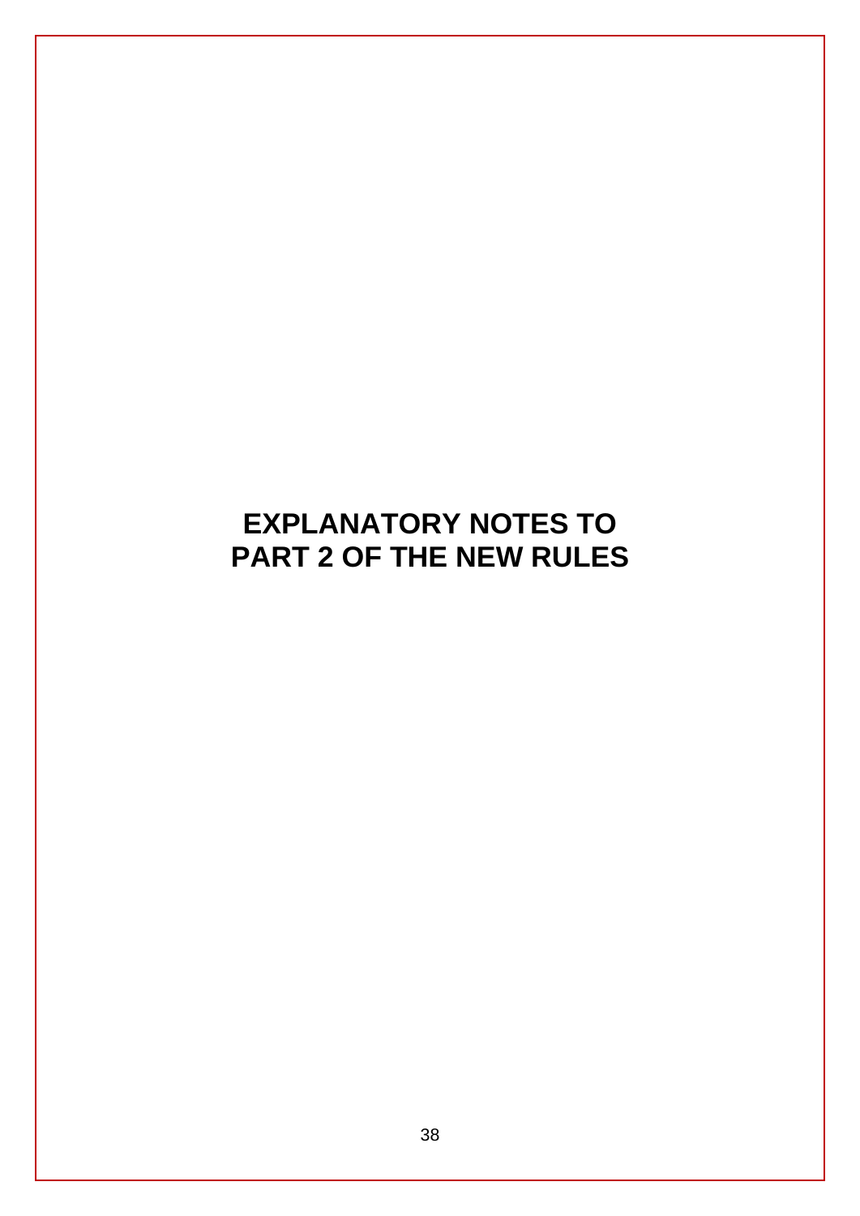# EXPLANATORY NOTES TO PART 2 OF THE NEW RULES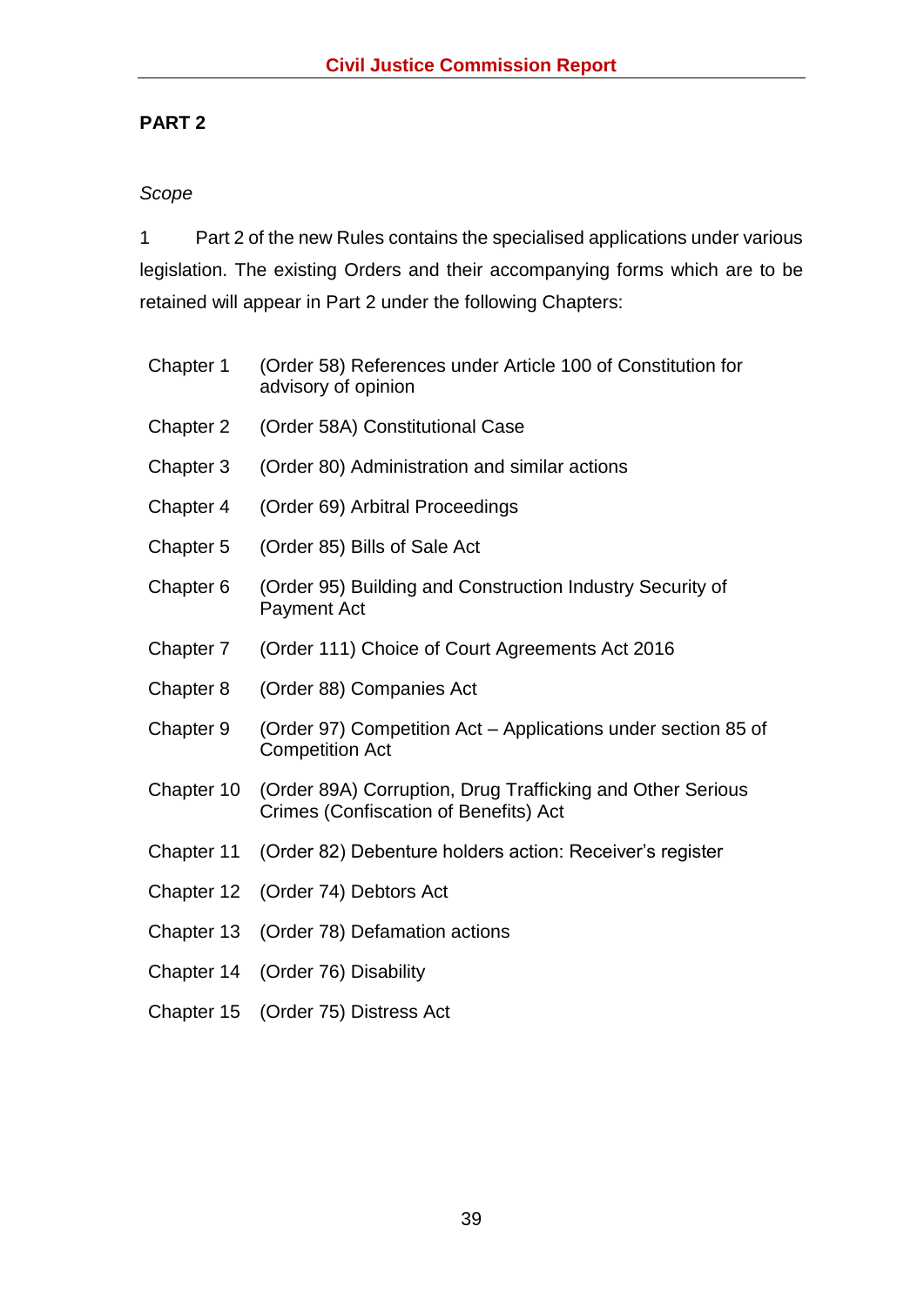## PART 2

*Scope*

1 Part 2 of the new Rules contains the specialised applications under various legislation. The existing Orders and their accompanying forms which are to be retained will appear in Part 2 under the following Chapters:

| | |
|---|---|
| Chapter 1 | (Order 58) References under Article 100 of Constitution for advisory of opinion |
| Chapter 2 | (Order 58A) Constitutional Case |
| Chapter 3 | (Order 80) Administration and similar actions |
| Chapter 4 | (Order 69) Arbitral Proceedings |
| Chapter 5 | (Order 85) Bills of Sale Act |
| Chapter 6 | (Order 95) Building and Construction Industry Security of Payment Act |
| Chapter 7 | (Order 111) Choice of Court Agreements Act 2016 |
| Chapter 8 | (Order 88) Companies Act |
| Chapter 9 | (Order 97) Competition Act – Applications under section 85 of Competition Act |
| Chapter 10 | (Order 89A) Corruption, Drug Trafficking and Other Serious Crimes (Confiscation of Benefits) Act |
| Chapter 11 | (Order 82) Debenture holders action: Receiver's register |
| Chapter 12 | (Order 74) Debtors Act |
| Chapter 13 | (Order 78) Defamation actions |
| Chapter 14 | (Order 76) Disability |
| Chapter 15 | (Order 75) Distress Act |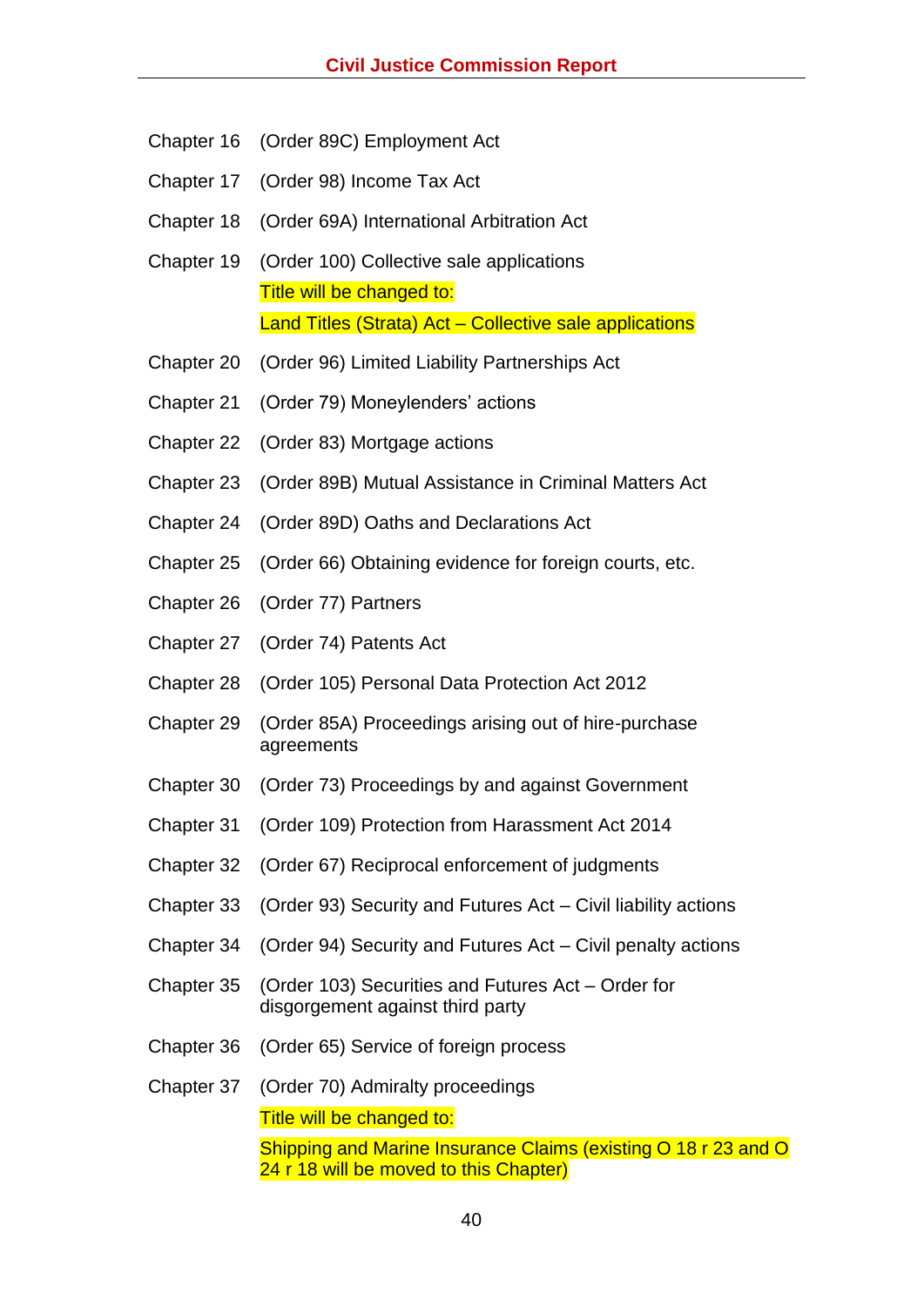| | |
|---|---|
| Chapter 16 | (Order 89C) Employment Act |
| Chapter 17 | (Order 98) Income Tax Act |
| Chapter 18 | (Order 69A) International Arbitration Act |
| Chapter 19 | (Order 100) Collective sale applications<br>Title will be changed to:<br>Land Titles (Strata) Act – Collective sale applications |
| Chapter 20 | (Order 96) Limited Liability Partnerships Act |
| Chapter 21 | (Order 79) Moneylenders' actions |
| Chapter 22 | (Order 83) Mortgage actions |
| Chapter 23 | (Order 89B) Mutual Assistance in Criminal Matters Act |
| Chapter 24 | (Order 89D) Oaths and Declarations Act |
| Chapter 25 | (Order 66) Obtaining evidence for foreign courts, etc. |
| Chapter 26 | (Order 77) Partners |
| Chapter 27 | (Order 74) Patents Act |
| Chapter 28 | (Order 105) Personal Data Protection Act 2012 |
| Chapter 29 | (Order 85A) Proceedings arising out of hire-purchase agreements |
| Chapter 30 | (Order 73) Proceedings by and against Government |
| Chapter 31 | (Order 109) Protection from Harassment Act 2014 |
| Chapter 32 | (Order 67) Reciprocal enforcement of judgments |
| Chapter 33 | (Order 93) Security and Futures Act – Civil liability actions |
| Chapter 34 | (Order 94) Security and Futures Act – Civil penalty actions |
| Chapter 35 | (Order 103) Securities and Futures Act – Order for disgorgement against third party |
| Chapter 36 | (Order 65) Service of foreign process |
| Chapter 37 | (Order 70) Admiralty proceedings<br>Title will be changed to:<br>Shipping and Marine Insurance Claims (existing O 18 r 23 and O 24 r 18 will be moved to this Chapter) |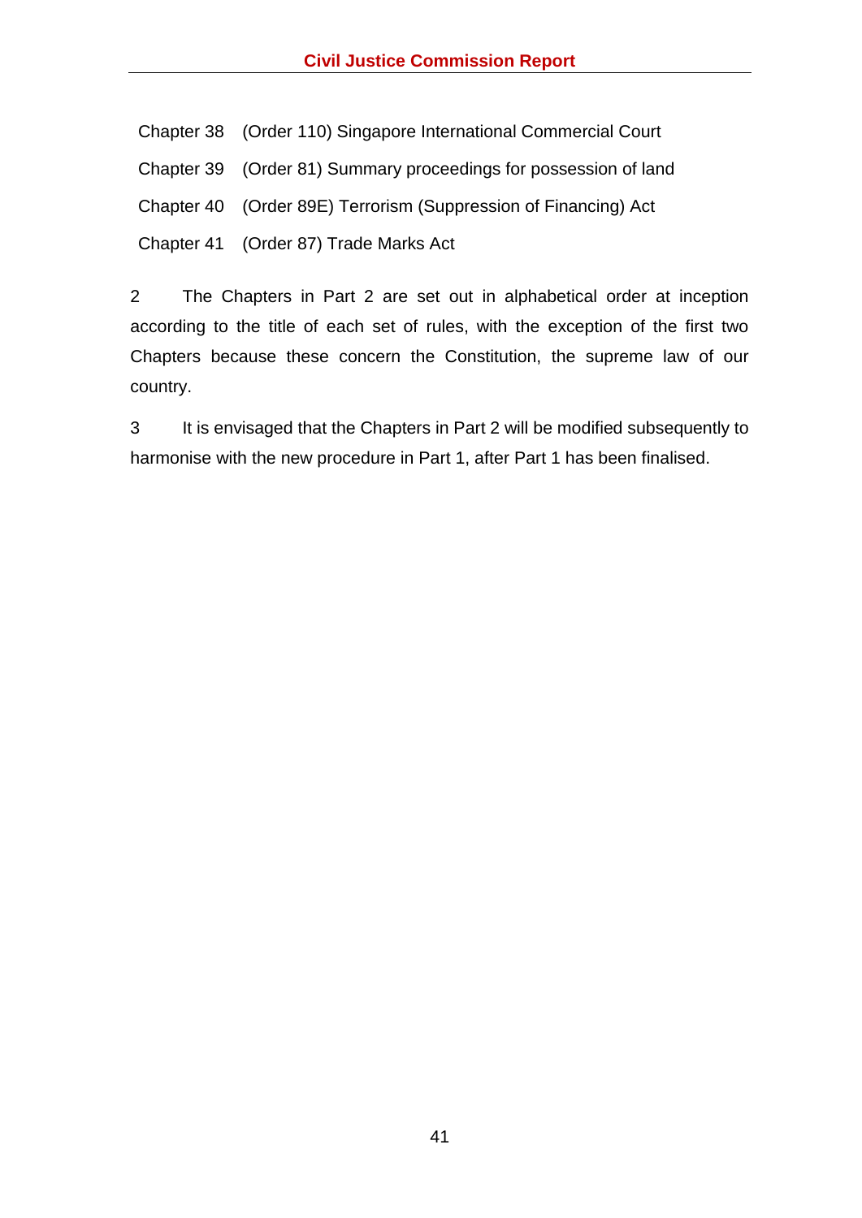Chapter 38 (Order 110) Singapore International Commercial Court

Chapter 39 (Order 81) Summary proceedings for possession of land

Chapter 40 (Order 89E) Terrorism (Suppression of Financing) Act

Chapter 41 (Order 87) Trade Marks Act

2 The Chapters in Part 2 are set out in alphabetical order at inception according to the title of each set of rules, with the exception of the first two Chapters because these concern the Constitution, the supreme law of our country.

3 It is envisaged that the Chapters in Part 2 will be modified subsequently to harmonise with the new procedure in Part 1, after Part 1 has been finalised.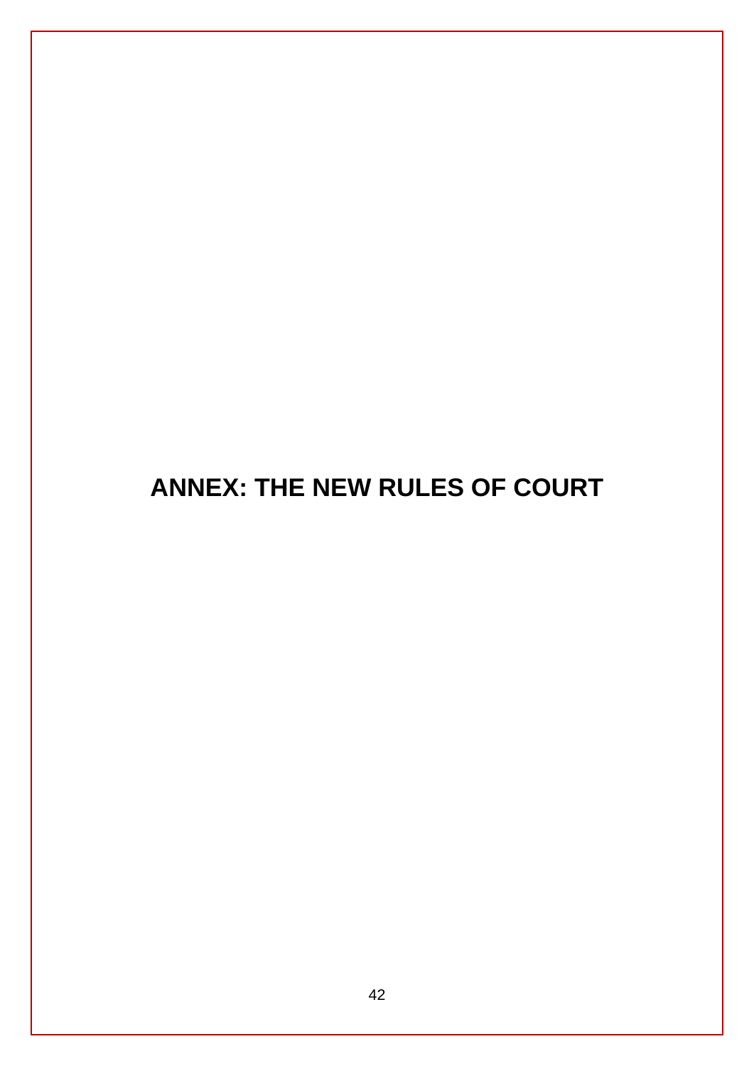# ANNEX: THE NEW RULES OF COURT